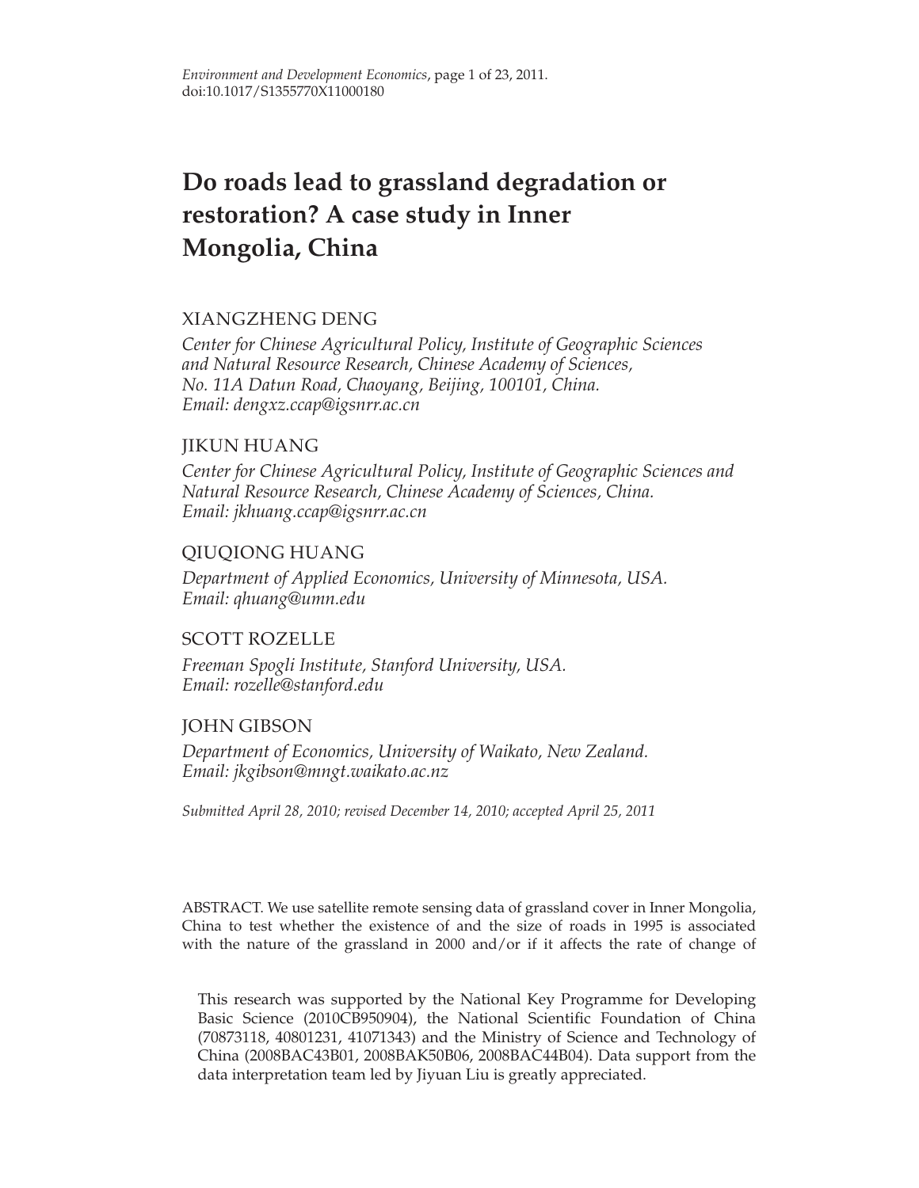# Do roads lead to grassland degradation or restoration? A case study in Inner Mongolia, China

XIANGZHENG DENG

*Center for Chinese Agricultural Policy, Institute of Geographic Sciences and Natural Resource Research, Chinese Academy of Sciences, No. 11A Datun Road, Chaoyang, Beijing, 100101, China. Email: dengxz.ccap@igsnrr.ac.cn*

JIKUN HUANG

*Center for Chinese Agricultural Policy, Institute of Geographic Sciences and Natural Resource Research, Chinese Academy of Sciences, China. Email: jkhuang.ccap@igsnrr.ac.cn*

QIUQIONG HUANG

*Department of Applied Economics, University of Minnesota, USA. Email: qhuang@umn.edu*

SCOTT ROZELLE

*Freeman Spogli Institute, Stanford University, USA. Email: rozelle@stanford.edu*

JOHN GIBSON

*Department of Economics, University of Waikato, New Zealand. Email: jkgibson@mngt.waikato.ac.nz*

*Submitted April 28, 2010; revised December 14, 2010; accepted April 25, 2011*

ABSTRACT. We use satellite remote sensing data of grassland cover in Inner Mongolia, China to test whether the existence of and the size of roads in 1995 is associated with the nature of the grassland in 2000 and/or if it affects the rate of change of

This research was supported by the National Key Programme for Developing Basic Science (2010CB950904), the National Scientific Foundation of China (70873118, 40801231, 41071343) and the Ministry of Science and Technology of China (2008BAC43B01, 2008BAK50B06, 2008BAC44B04). Data support from the data interpretation team led by Jiyuan Liu is greatly appreciated.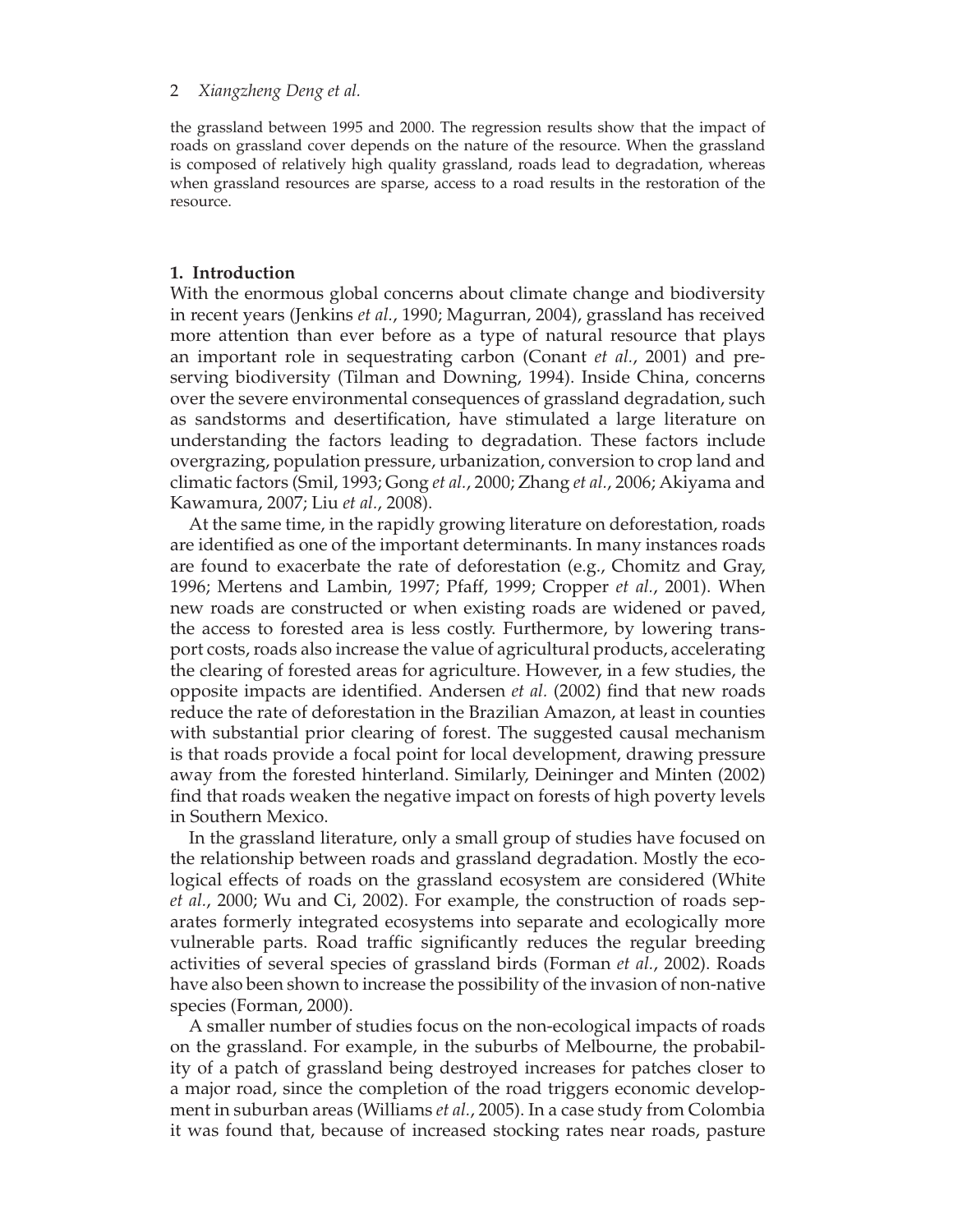the grassland between 1995 and 2000. The regression results show that the impact of roads on grassland cover depends on the nature of the resource. When the grassland is composed of relatively high quality grassland, roads lead to degradation, whereas when grassland resources are sparse, access to a road results in the restoration of the resource.

## 1. Introduction

With the enormous global concerns about climate change and biodiversity in recent years (Jenkins *et al.*, 1990; Magurran, 2004), grassland has received more attention than ever before as a type of natural resource that plays an important role in sequestrating carbon (Conant *et al.*, 2001) and preserving biodiversity (Tilman and Downing, 1994). Inside China, concerns over the severe environmental consequences of grassland degradation, such as sandstorms and desertification, have stimulated a large literature on understanding the factors leading to degradation. These factors include overgrazing, population pressure, urbanization, conversion to crop land and climatic factors (Smil, 1993; Gong *et al.*, 2000; Zhang *et al.*, 2006; Akiyama and Kawamura, 2007; Liu *et al.*, 2008).

At the same time, in the rapidly growing literature on deforestation, roads are identified as one of the important determinants. In many instances roads are found to exacerbate the rate of deforestation (e.g., Chomitz and Gray, 1996; Mertens and Lambin, 1997; Pfaff, 1999; Cropper *et al.*, 2001). When new roads are constructed or when existing roads are widened or paved, the access to forested area is less costly. Furthermore, by lowering transport costs, roads also increase the value of agricultural products, accelerating the clearing of forested areas for agriculture. However, in a few studies, the opposite impacts are identified. Andersen *et al.* (2002) find that new roads reduce the rate of deforestation in the Brazilian Amazon, at least in counties with substantial prior clearing of forest. The suggested causal mechanism is that roads provide a focal point for local development, drawing pressure away from the forested hinterland. Similarly, Deininger and Minten (2002) find that roads weaken the negative impact on forests of high poverty levels in Southern Mexico.

In the grassland literature, only a small group of studies have focused on the relationship between roads and grassland degradation. Mostly the ecological effects of roads on the grassland ecosystem are considered (White *et al.*, 2000; Wu and Ci, 2002). For example, the construction of roads separates formerly integrated ecosystems into separate and ecologically more vulnerable parts. Road traffic significantly reduces the regular breeding activities of several species of grassland birds (Forman *et al.*, 2002). Roads have also been shown to increase the possibility of the invasion of non-native species (Forman, 2000).

A smaller number of studies focus on the non-ecological impacts of roads on the grassland. For example, in the suburbs of Melbourne, the probability of a patch of grassland being destroyed increases for patches closer to a major road, since the completion of the road triggers economic development in suburban areas (Williams *et al.*, 2005). In a case study from Colombia it was found that, because of increased stocking rates near roads, pasture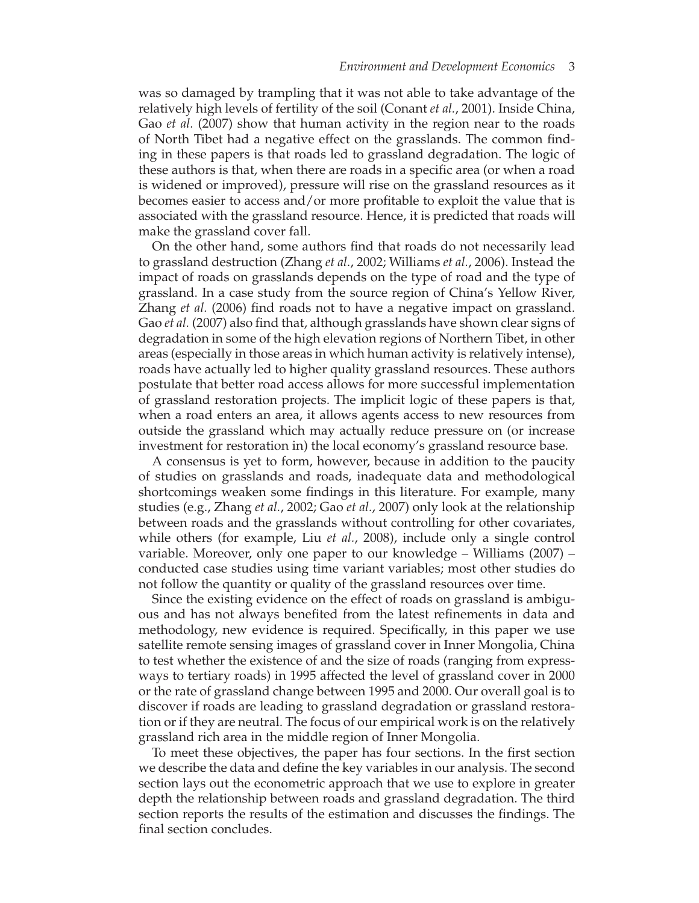was so damaged by trampling that it was not able to take advantage of the relatively high levels of fertility of the soil (Conant *et al.*, 2001). Inside China, Gao *et al.* (2007) show that human activity in the region near to the roads of North Tibet had a negative effect on the grasslands. The common finding in these papers is that roads led to grassland degradation. The logic of these authors is that, when there are roads in a specific area (or when a road is widened or improved), pressure will rise on the grassland resources as it becomes easier to access and/or more profitable to exploit the value that is associated with the grassland resource. Hence, it is predicted that roads will make the grassland cover fall.

On the other hand, some authors find that roads do not necessarily lead to grassland destruction (Zhang *et al.*, 2002; Williams *et al.*, 2006). Instead the impact of roads on grasslands depends on the type of road and the type of grassland. In a case study from the source region of China's Yellow River, Zhang *et al.* (2006) find roads not to have a negative impact on grassland. Gao *et al.* (2007) also find that, although grasslands have shown clear signs of degradation in some of the high elevation regions of Northern Tibet, in other areas (especially in those areas in which human activity is relatively intense), roads have actually led to higher quality grassland resources. These authors postulate that better road access allows for more successful implementation of grassland restoration projects. The implicit logic of these papers is that, when a road enters an area, it allows agents access to new resources from outside the grassland which may actually reduce pressure on (or increase investment for restoration in) the local economy's grassland resource base.

A consensus is yet to form, however, because in addition to the paucity of studies on grasslands and roads, inadequate data and methodological shortcomings weaken some findings in this literature. For example, many studies (e.g., Zhang *et al.*, 2002; Gao *et al.*, 2007) only look at the relationship between roads and the grasslands without controlling for other covariates, while others (for example, Liu *et al.*, 2008), include only a single control variable. Moreover, only one paper to our knowledge – Williams (2007) – conducted case studies using time variant variables; most other studies do not follow the quantity or quality of the grassland resources over time.

Since the existing evidence on the effect of roads on grassland is ambiguous and has not always benefited from the latest refinements in data and methodology, new evidence is required. Specifically, in this paper we use satellite remote sensing images of grassland cover in Inner Mongolia, China to test whether the existence of and the size of roads (ranging from expressways to tertiary roads) in 1995 affected the level of grassland cover in 2000 or the rate of grassland change between 1995 and 2000. Our overall goal is to discover if roads are leading to grassland degradation or grassland restoration or if they are neutral. The focus of our empirical work is on the relatively grassland rich area in the middle region of Inner Mongolia.

To meet these objectives, the paper has four sections. In the first section we describe the data and define the key variables in our analysis. The second section lays out the econometric approach that we use to explore in greater depth the relationship between roads and grassland degradation. The third section reports the results of the estimation and discusses the findings. The final section concludes.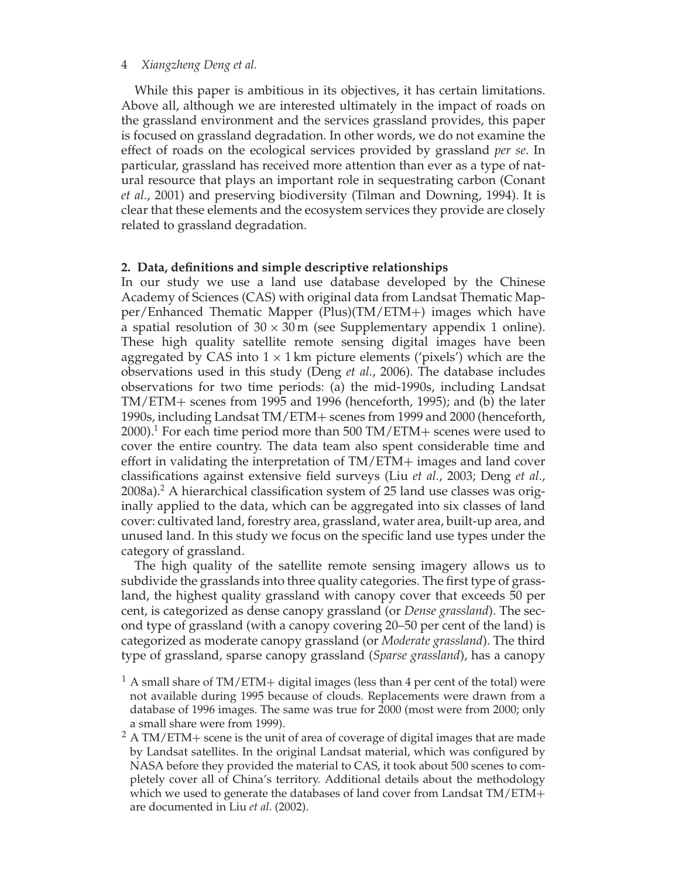While this paper is ambitious in its objectives, it has certain limitations. Above all, although we are interested ultimately in the impact of roads on the grassland environment and the services grassland provides, this paper is focused on grassland degradation. In other words, we do not examine the effect of roads on the ecological services provided by grassland *per se*. In particular, grassland has received more attention than ever as a type of natural resource that plays an important role in sequestrating carbon (Conant *et al.*, 2001) and preserving biodiversity (Tilman and Downing, 1994). It is clear that these elements and the ecosystem services they provide are closely related to grassland degradation.

## 2. Data, definitions and simple descriptive relationships

In our study we use a land use database developed by the Chinese Academy of Sciences (CAS) with original data from Landsat Thematic Mapper/Enhanced Thematic Mapper (Plus)(TM/ETM+) images which have a spatial resolution of $30 \times 30$ m (see Supplementary appendix 1 online). These high quality satellite remote sensing digital images have been aggregated by CAS into $1 \times 1$ km picture elements ('pixels') which are the observations used in this study (Deng *et al.*, 2006). The database includes observations for two time periods: (a) the mid-1990s, including Landsat TM/ETM+ scenes from 1995 and 1996 (henceforth, 1995); and (b) the later 1990s, including Landsat TM/ETM+ scenes from 1999 and 2000 (henceforth, 2000).[1] For each time period more than 500 TM/ETM+ scenes were used to cover the entire country. The data team also spent considerable time and effort in validating the interpretation of TM/ETM+ images and land cover classifications against extensive field surveys (Liu *et al.*, 2003; Deng *et al.*, 2008a).[2] A hierarchical classification system of 25 land use classes was originally applied to the data, which can be aggregated into six classes of land cover: cultivated land, forestry area, grassland, water area, built-up area, and unused land. In this study we focus on the specific land use types under the category of grassland.

The high quality of the satellite remote sensing imagery allows us to subdivide the grasslands into three quality categories. The first type of grassland, the highest quality grassland with canopy cover that exceeds 50 per cent, is categorized as dense canopy grassland (or *Dense grassland*). The second type of grassland (with a canopy covering 20–50 per cent of the land) is categorized as moderate canopy grassland (or *Moderate grassland*). The third type of grassland, sparse canopy grassland (*Sparse grassland*), has a canopy

[1] A small share of TM/ETM+ digital images (less than 4 per cent of the total) were not available during 1995 because of clouds. Replacements were drawn from a database of 1996 images. The same was true for 2000 (most were from 2000; only a small share were from 1999).

[2] A TM/ETM+ scene is the unit of area of coverage of digital images that are made by Landsat satellites. In the original Landsat material, which was configured by NASA before they provided the material to CAS, it took about 500 scenes to completely cover all of China's territory. Additional details about the methodology which we used to generate the databases of land cover from Landsat TM/ETM+ are documented in Liu *et al*. (2002).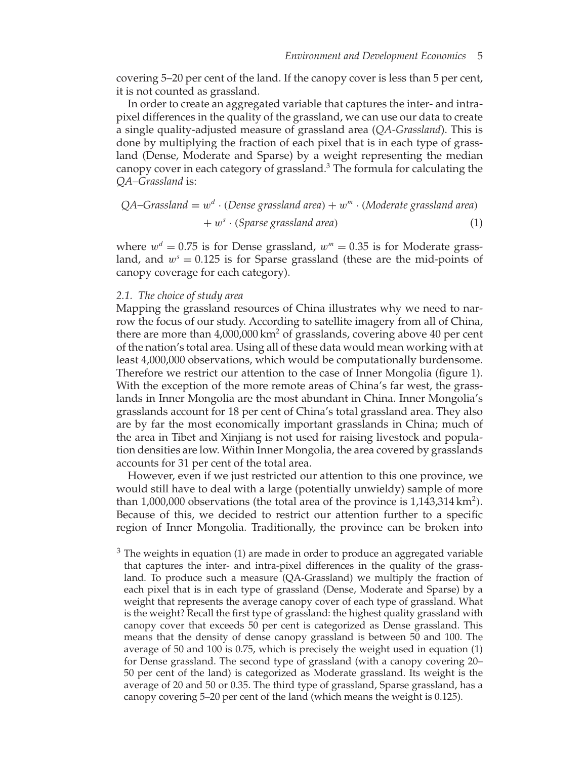covering 5–20 per cent of the land. If the canopy cover is less than 5 per cent, it is not counted as grassland.

In order to create an aggregated variable that captures the inter- and intra-pixel differences in the quality of the grassland, we can use our data to create a single quality-adjusted measure of grassland area (*QA-Grassland*). This is done by multiplying the fraction of each pixel that is in each type of grassland (Dense, Moderate and Sparse) by a weight representing the median canopy cover in each category of grassland.[3] The formula for calculating the *QA–Grassland* is:

$$QA\text{–}Grassland = w^d \cdot (Dense\ grassland\ area) + w^m \cdot (Moderate\ grassland\ area) + w^s \cdot (Sparse\ grassland\ area) \quad (1)$$

where $w^d = 0.75$ is for Dense grassland, $w^m = 0.35$ is for Moderate grassland, and $w^s = 0.125$ is for Sparse grassland (these are the mid-points of canopy coverage for each category).

### *2.1. The choice of study area*

Mapping the grassland resources of China illustrates why we need to narrow the focus of our study. According to satellite imagery from all of China, there are more than 4,000,000 km$^2$ of grasslands, covering above 40 per cent of the nation's total area. Using all of these data would mean working with at least 4,000,000 observations, which would be computationally burdensome. Therefore we restrict our attention to the case of Inner Mongolia (figure 1). With the exception of the more remote areas of China's far west, the grasslands in Inner Mongolia are the most abundant in China. Inner Mongolia's grasslands account for 18 per cent of China's total grassland area. They also are by far the most economically important grasslands in China; much of the area in Tibet and Xinjiang is not used for raising livestock and population densities are low. Within Inner Mongolia, the area covered by grasslands accounts for 31 per cent of the total area.

However, even if we just restricted our attention to this one province, we would still have to deal with a large (potentially unwieldy) sample of more than 1,000,000 observations (the total area of the province is 1,143,314 km$^2$). Because of this, we decided to restrict our attention further to a specific region of Inner Mongolia. Traditionally, the province can be broken into

[3] The weights in equation (1) are made in order to produce an aggregated variable that captures the inter- and intra-pixel differences in the quality of the grassland. To produce such a measure (QA-Grassland) we multiply the fraction of each pixel that is in each type of grassland (Dense, Moderate and Sparse) by a weight that represents the average canopy cover of each type of grassland. What is the weight? Recall the first type of grassland: the highest quality grassland with canopy cover that exceeds 50 per cent is categorized as Dense grassland. This means that the density of dense canopy grassland is between 50 and 100. The average of 50 and 100 is 0.75, which is precisely the weight used in equation (1) for Dense grassland. The second type of grassland (with a canopy covering 20–50 per cent of the land) is categorized as Moderate grassland. Its weight is the average of 20 and 50 or 0.35. The third type of grassland, Sparse grassland, has a canopy covering 5–20 per cent of the land (which means the weight is 0.125).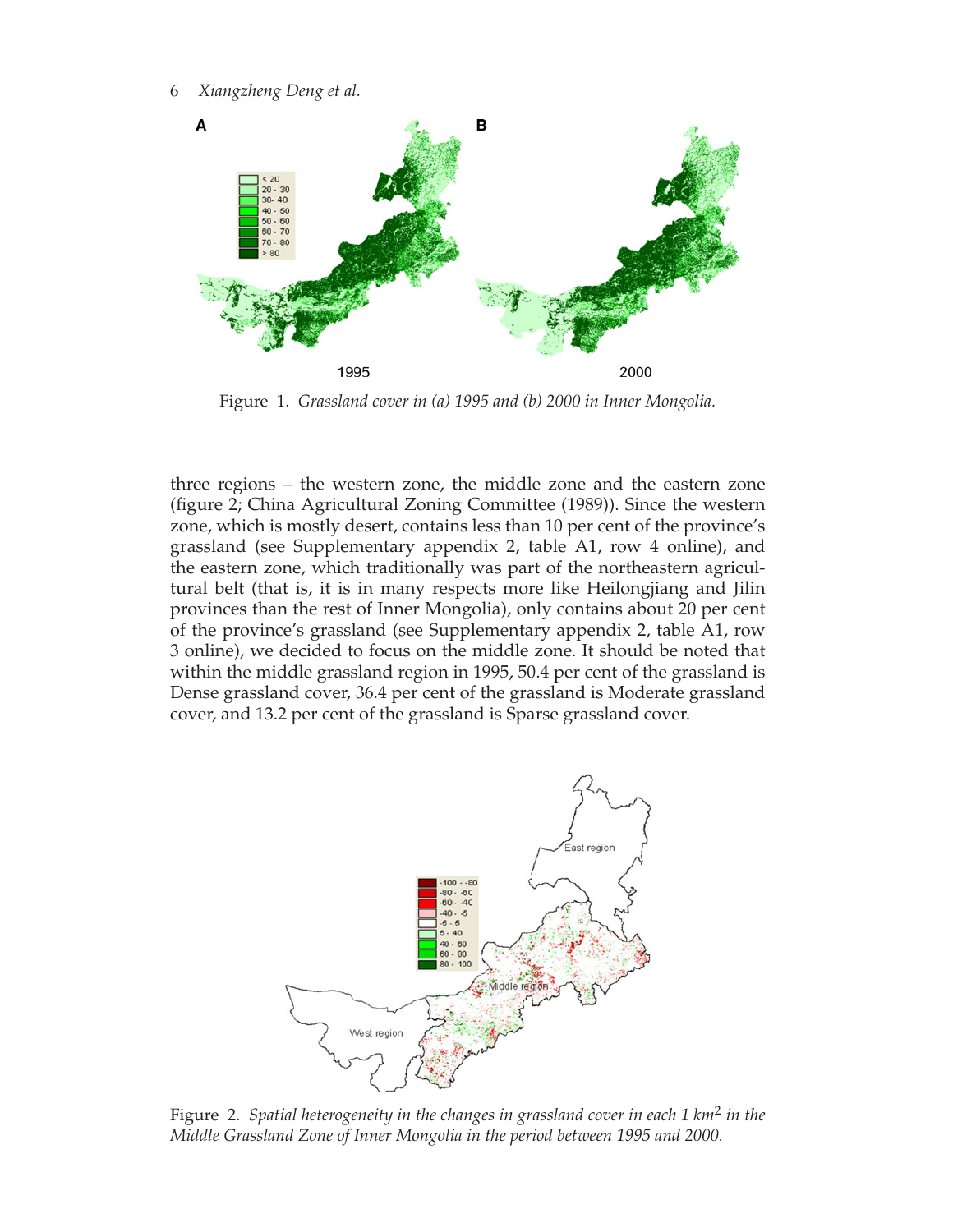Figure 1. *Grassland cover in (a) 1995 and (b) 2000 in Inner Mongolia.*

three regions – the western zone, the middle zone and the eastern zone (figure 2; China Agricultural Zoning Committee (1989)). Since the western zone, which is mostly desert, contains less than 10 per cent of the province's grassland (see Supplementary appendix 2, table A1, row 4 online), and the eastern zone, which traditionally was part of the northeastern agricultural belt (that is, it is in many respects more like Heilongjiang and Jilin provinces than the rest of Inner Mongolia), only contains about 20 per cent of the province's grassland (see Supplementary appendix 2, table A1, row 3 online), we decided to focus on the middle zone. It should be noted that within the middle grassland region in 1995, 50.4 per cent of the grassland is Dense grassland cover, 36.4 per cent of the grassland is Moderate grassland cover, and 13.2 per cent of the grassland is Sparse grassland cover.

Figure 2. *Spatial heterogeneity in the changes in grassland cover in each 1 km$^2$ in the Middle Grassland Zone of Inner Mongolia in the period between 1995 and 2000.*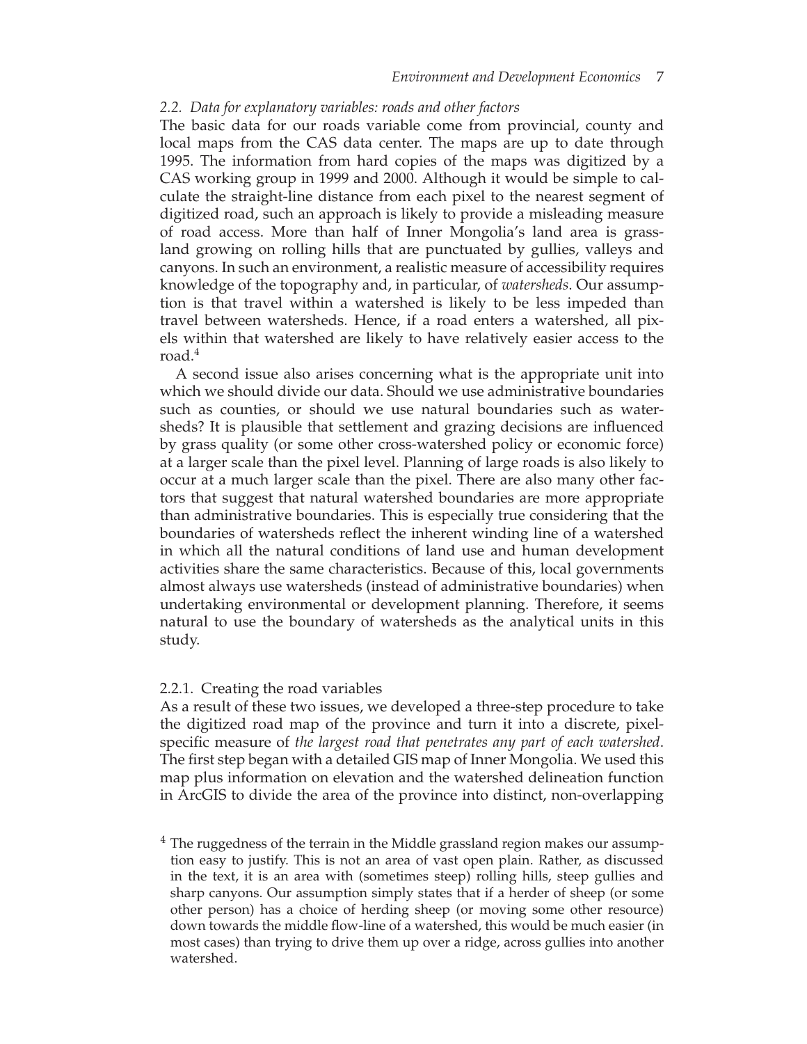### 2.2. *Data for explanatory variables: roads and other factors*

The basic data for our roads variable come from provincial, county and local maps from the CAS data center. The maps are up to date through 1995. The information from hard copies of the maps was digitized by a CAS working group in 1999 and 2000. Although it would be simple to calculate the straight-line distance from each pixel to the nearest segment of digitized road, such an approach is likely to provide a misleading measure of road access. More than half of Inner Mongolia's land area is grassland growing on rolling hills that are punctuated by gullies, valleys and canyons. In such an environment, a realistic measure of accessibility requires knowledge of the topography and, in particular, of *watersheds*. Our assumption is that travel within a watershed is likely to be less impeded than travel between watersheds. Hence, if a road enters a watershed, all pixels within that watershed are likely to have relatively easier access to the road.[4]

A second issue also arises concerning what is the appropriate unit into which we should divide our data. Should we use administrative boundaries such as counties, or should we use natural boundaries such as watersheds? It is plausible that settlement and grazing decisions are influenced by grass quality (or some other cross-watershed policy or economic force) at a larger scale than the pixel level. Planning of large roads is also likely to occur at a much larger scale than the pixel. There are also many other factors that suggest that natural watershed boundaries are more appropriate than administrative boundaries. This is especially true considering that the boundaries of watersheds reflect the inherent winding line of a watershed in which all the natural conditions of land use and human development activities share the same characteristics. Because of this, local governments almost always use watersheds (instead of administrative boundaries) when undertaking environmental or development planning. Therefore, it seems natural to use the boundary of watersheds as the analytical units in this study.

#### 2.2.1. Creating the road variables

As a result of these two issues, we developed a three-step procedure to take the digitized road map of the province and turn it into a discrete, pixel-specific measure of *the largest road that penetrates any part of each watershed*. The first step began with a detailed GIS map of Inner Mongolia. We used this map plus information on elevation and the watershed delineation function in ArcGIS to divide the area of the province into distinct, non-overlapping

[4] The ruggedness of the terrain in the Middle grassland region makes our assumption easy to justify. This is not an area of vast open plain. Rather, as discussed in the text, it is an area with (sometimes steep) rolling hills, steep gullies and sharp canyons. Our assumption simply states that if a herder of sheep (or some other person) has a choice of herding sheep (or moving some other resource) down towards the middle flow-line of a watershed, this would be much easier (in most cases) than trying to drive them up over a ridge, across gullies into another watershed.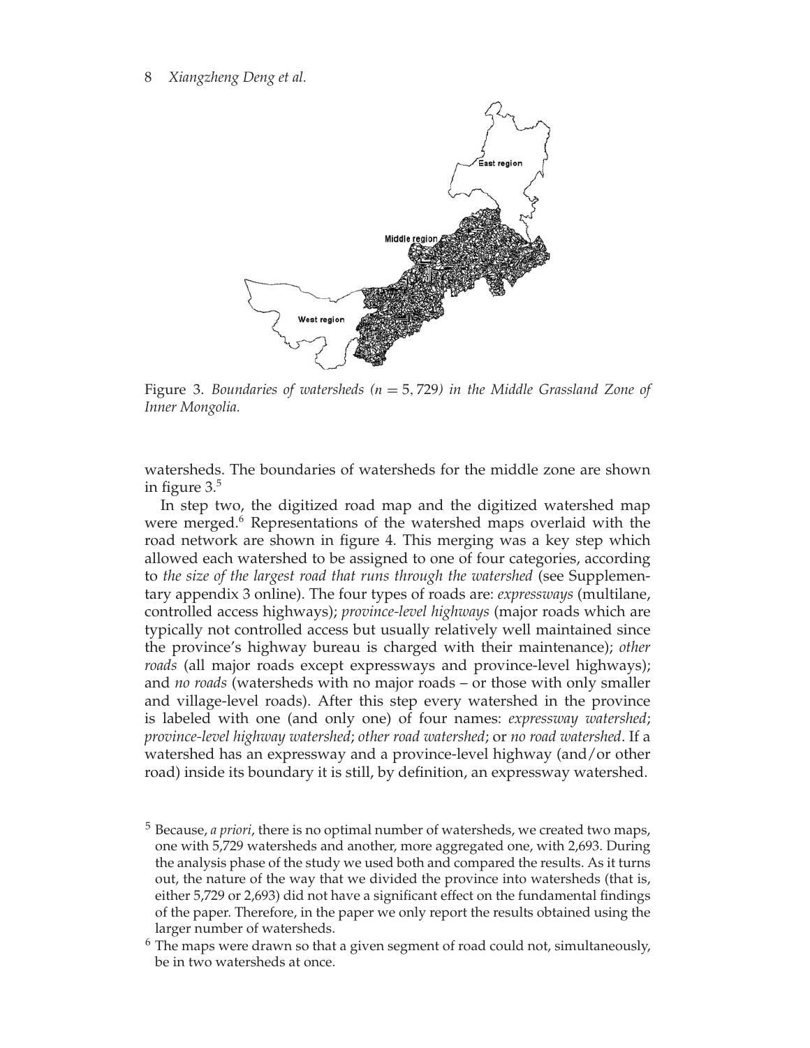Figure 3. *Boundaries of watersheds (n = 5, 729) in the Middle Grassland Zone of Inner Mongolia.*

watersheds. The boundaries of watersheds for the middle zone are shown in figure 3.[5]

In step two, the digitized road map and the digitized watershed map were merged.[6] Representations of the watershed maps overlaid with the road network are shown in figure 4. This merging was a key step which allowed each watershed to be assigned to one of four categories, according to *the size of the largest road that runs through the watershed* (see Supplementary appendix 3 online). The four types of roads are: *expressways* (multilane, controlled access highways); *province-level highways* (major roads which are typically not controlled access but usually relatively well maintained since the province's highway bureau is charged with their maintenance); *other roads* (all major roads except expressways and province-level highways); and *no roads* (watersheds with no major roads – or those with only smaller and village-level roads). After this step every watershed in the province is labeled with one (and only one) of four names: *expressway watershed*; *province-level highway watershed*; *other road watershed*; or *no road watershed*. If a watershed has an expressway and a province-level highway (and/or other road) inside its boundary it is still, by definition, an expressway watershed.

[5] Because, *a priori*, there is no optimal number of watersheds, we created two maps, one with 5,729 watersheds and another, more aggregated one, with 2,693. During the analysis phase of the study we used both and compared the results. As it turns out, the nature of the way that we divided the province into watersheds (that is, either 5,729 or 2,693) did not have a significant effect on the fundamental findings of the paper. Therefore, in the paper we only report the results obtained using the larger number of watersheds.

[6] The maps were drawn so that a given segment of road could not, simultaneously, be in two watersheds at once.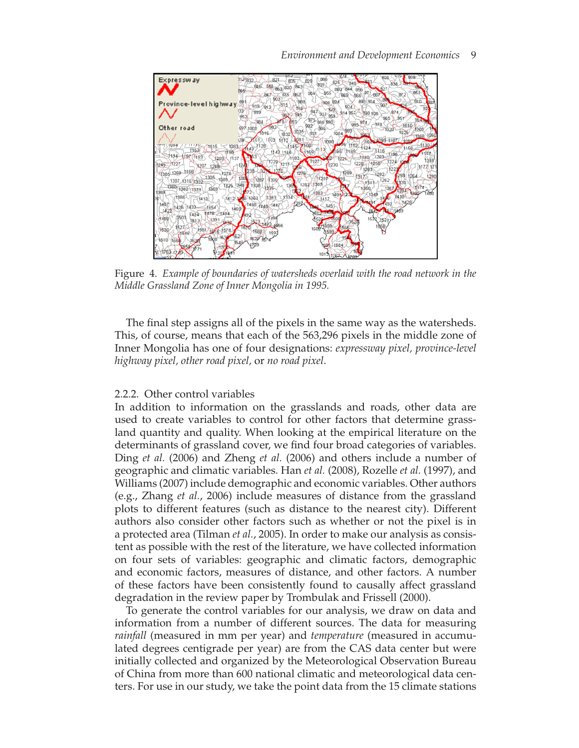Figure 4. *Example of boundaries of watersheds overlaid with the road network in the Middle Grassland Zone of Inner Mongolia in 1995.*

The final step assigns all of the pixels in the same way as the watersheds. This, of course, means that each of the 563,296 pixels in the middle zone of Inner Mongolia has one of four designations: *expressway pixel, province-level highway pixel, other road pixel,* or *no road pixel*.

### 2.2.2. Other control variables

In addition to information on the grasslands and roads, other data are used to create variables to control for other factors that determine grassland quantity and quality. When looking at the empirical literature on the determinants of grassland cover, we find four broad categories of variables. Ding *et al.* (2006) and Zheng *et al.* (2006) and others include a number of geographic and climatic variables. Han *et al.* (2008), Rozelle *et al.* (1997), and Williams (2007) include demographic and economic variables. Other authors (e.g., Zhang *et al.*, 2006) include measures of distance from the grassland plots to different features (such as distance to the nearest city). Different authors also consider other factors such as whether or not the pixel is in a protected area (Tilman *et al.*, 2005). In order to make our analysis as consistent as possible with the rest of the literature, we have collected information on four sets of variables: geographic and climatic factors, demographic and economic factors, measures of distance, and other factors. A number of these factors have been consistently found to causally affect grassland degradation in the review paper by Trombulak and Frissell (2000).

To generate the control variables for our analysis, we draw on data and information from a number of different sources. The data for measuring *rainfall* (measured in mm per year) and *temperature* (measured in accumulated degrees centigrade per year) are from the CAS data center but were initially collected and organized by the Meteorological Observation Bureau of China from more than 600 national climatic and meteorological data centers. For use in our study, we take the point data from the 15 climate stations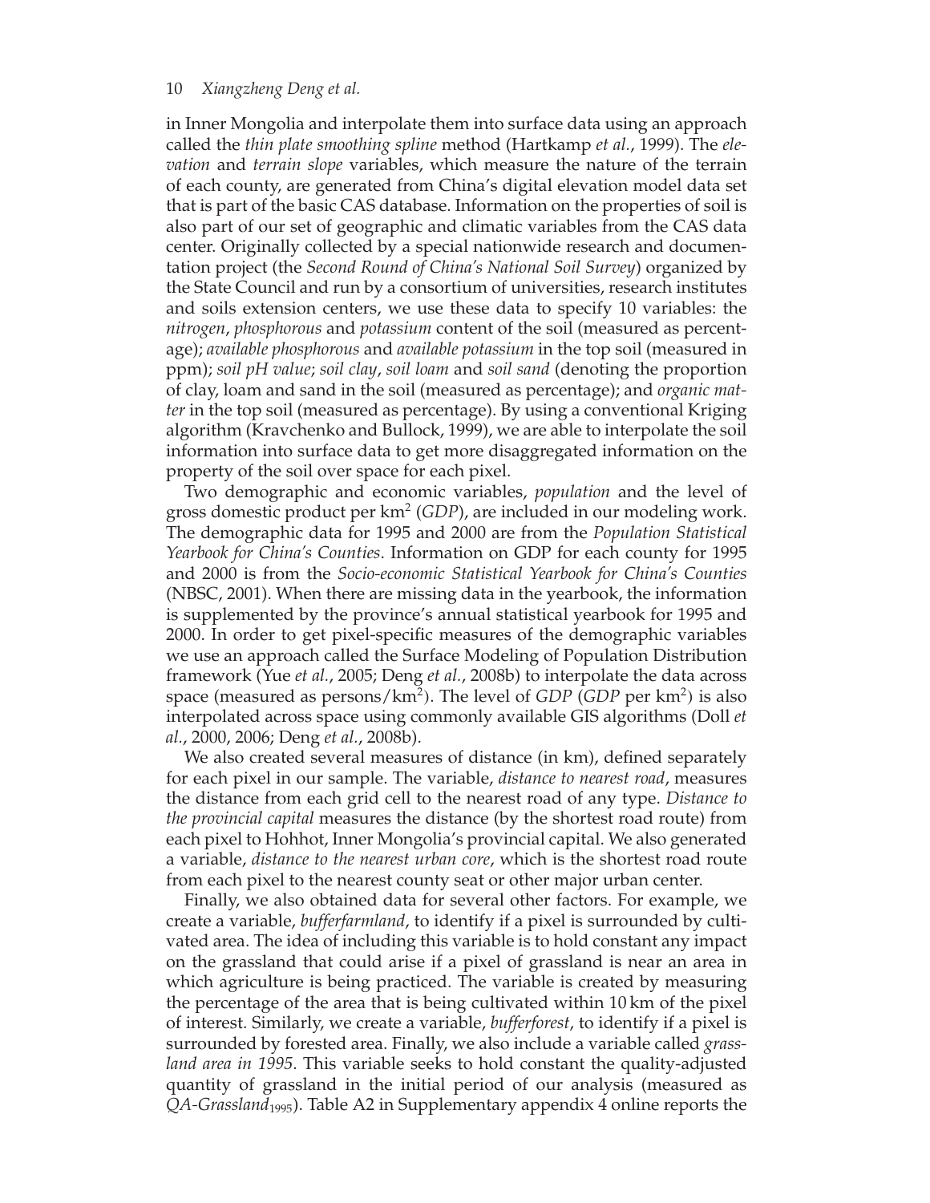in Inner Mongolia and interpolate them into surface data using an approach called the *thin plate smoothing spline* method (Hartkamp *et al.*, 1999). The *elevation* and *terrain slope* variables, which measure the nature of the terrain of each county, are generated from China's digital elevation model data set that is part of the basic CAS database. Information on the properties of soil is also part of our set of geographic and climatic variables from the CAS data center. Originally collected by a special nationwide research and documentation project (the *Second Round of China's National Soil Survey*) organized by the State Council and run by a consortium of universities, research institutes and soils extension centers, we use these data to specify 10 variables: the *nitrogen*, *phosphorous* and *potassium* content of the soil (measured as percentage); *available phosphorous* and *available potassium* in the top soil (measured in ppm); *soil pH value*; *soil clay*, *soil loam* and *soil sand* (denoting the proportion of clay, loam and sand in the soil (measured as percentage); and *organic matter* in the top soil (measured as percentage). By using a conventional Kriging algorithm (Kravchenko and Bullock, 1999), we are able to interpolate the soil information into surface data to get more disaggregated information on the property of the soil over space for each pixel.

Two demographic and economic variables, *population* and the level of gross domestic product per km$^2$ (*GDP*), are included in our modeling work. The demographic data for 1995 and 2000 are from the *Population Statistical Yearbook for China's Counties*. Information on GDP for each county for 1995 and 2000 is from the *Socio-economic Statistical Yearbook for China's Counties* (NBSC, 2001). When there are missing data in the yearbook, the information is supplemented by the province's annual statistical yearbook for 1995 and 2000. In order to get pixel-specific measures of the demographic variables we use an approach called the Surface Modeling of Population Distribution framework (Yue *et al.*, 2005; Deng *et al.*, 2008b) to interpolate the data across space (measured as persons/km$^2$). The level of *GDP* (*GDP* per km$^2$) is also interpolated across space using commonly available GIS algorithms (Doll *et al.*, 2000, 2006; Deng *et al.*, 2008b).

We also created several measures of distance (in km), defined separately for each pixel in our sample. The variable, *distance to nearest road*, measures the distance from each grid cell to the nearest road of any type. *Distance to the provincial capital* measures the distance (by the shortest road route) from each pixel to Hohhot, Inner Mongolia's provincial capital. We also generated a variable, *distance to the nearest urban core*, which is the shortest road route from each pixel to the nearest county seat or other major urban center.

Finally, we also obtained data for several other factors. For example, we create a variable, *bufferfarmland*, to identify if a pixel is surrounded by cultivated area. The idea of including this variable is to hold constant any impact on the grassland that could arise if a pixel of grassland is near an area in which agriculture is being practiced. The variable is created by measuring the percentage of the area that is being cultivated within 10 km of the pixel of interest. Similarly, we create a variable, *bufferforest*, to identify if a pixel is surrounded by forested area. Finally, we also include a variable called *grassland area in 1995*. This variable seeks to hold constant the quality-adjusted quantity of grassland in the initial period of our analysis (measured as $QA\text{-}Grassland_{1995}$). Table A2 in Supplementary appendix 4 online reports the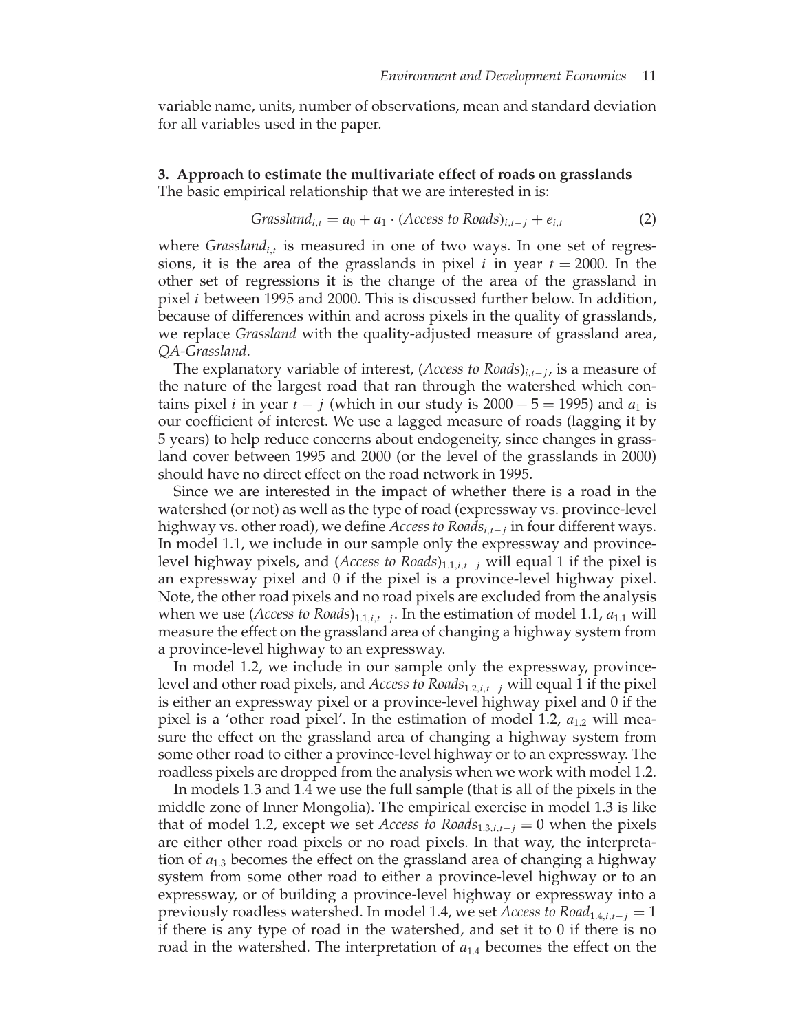variable name, units, number of observations, mean and standard deviation for all variables used in the paper.

## 3. Approach to estimate the multivariate effect of roads on grasslands

The basic empirical relationship that we are interested in is:

$$Grassland_{i,t} = a_0 + a_1 \cdot (Access\ to\ Roads)_{i,t-j} + e_{i,t} \tag{2}$$

where $Grassland_{i,t}$ is measured in one of two ways. In one set of regressions, it is the area of the grasslands in pixel $i$ in year $t = 2000$. In the other set of regressions it is the change of the area of the grassland in pixel $i$ between 1995 and 2000. This is discussed further below. In addition, because of differences within and across pixels in the quality of grasslands, we replace *Grassland* with the quality-adjusted measure of grassland area, *QA-Grassland*.

The explanatory variable of interest, $(Access\ to\ Roads)_{i,t-j}$, is a measure of the nature of the largest road that ran through the watershed which contains pixel $i$ in year $t - j$ (which in our study is $2000 - 5 = 1995$) and $a_1$ is our coefficient of interest. We use a lagged measure of roads (lagging it by 5 years) to help reduce concerns about endogeneity, since changes in grassland cover between 1995 and 2000 (or the level of the grasslands in 2000) should have no direct effect on the road network in 1995.

Since we are interested in the impact of whether there is a road in the watershed (or not) as well as the type of road (expressway vs. province-level highway vs. other road), we define $Access\ to\ Roads_{i,t-j}$ in four different ways. In model 1.1, we include in our sample only the expressway and province-level highway pixels, and $(Access\ to\ Roads)_{1.1,i,t-j}$ will equal 1 if the pixel is an expressway pixel and 0 if the pixel is a province-level highway pixel. Note, the other road pixels and no road pixels are excluded from the analysis when we use $(Access\ to\ Roads)_{1.1,i,t-j}$. In the estimation of model 1.1, $a_{1.1}$ will measure the effect on the grassland area of changing a highway system from a province-level highway to an expressway.

In model 1.2, we include in our sample only the expressway, province-level and other road pixels, and $Access\ to\ Roads_{1.2,i,t-j}$ will equal 1 if the pixel is either an expressway pixel or a province-level highway pixel and 0 if the pixel is a 'other road pixel'. In the estimation of model 1.2, $a_{1.2}$ will measure the effect on the grassland area of changing a highway system from some other road to either a province-level highway or to an expressway. The roadless pixels are dropped from the analysis when we work with model 1.2.

In models 1.3 and 1.4 we use the full sample (that is all of the pixels in the middle zone of Inner Mongolia). The empirical exercise in model 1.3 is like that of model 1.2, except we set $Access\ to\ Roads_{1.3,i,t-j} = 0$ when the pixels are either other road pixels or no road pixels. In that way, the interpretation of $a_{1.3}$ becomes the effect on the grassland area of changing a highway system from some other road to either a province-level highway or to an expressway, or of building a province-level highway or expressway into a previously roadless watershed. In model 1.4, we set $Access\ to\ Road_{1.4,i,t-j} = 1$ if there is any type of road in the watershed, and set it to 0 if there is no road in the watershed. The interpretation of $a_{1.4}$ becomes the effect on the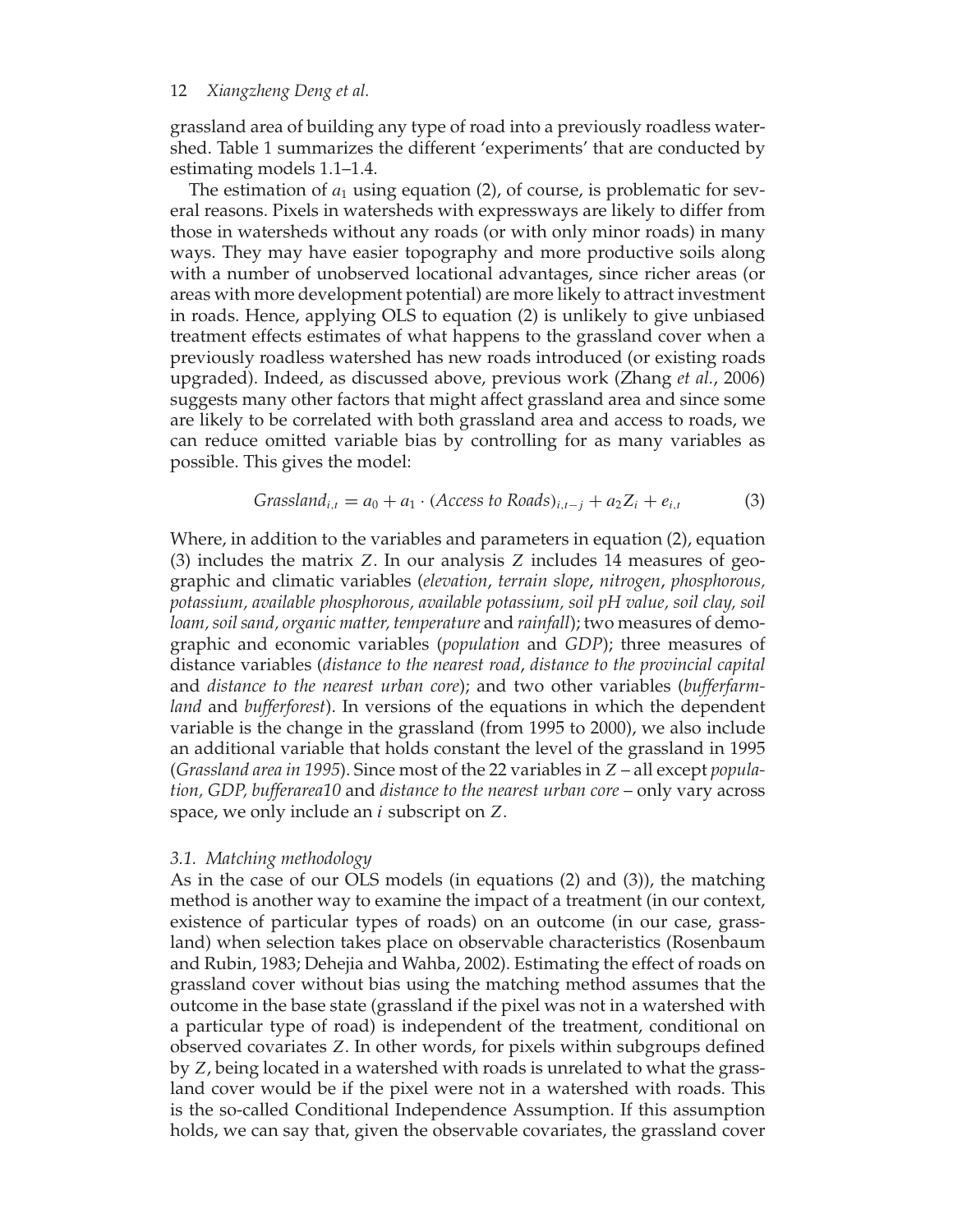grassland area of building any type of road into a previously roadless watershed. Table 1 summarizes the different 'experiments' that are conducted by estimating models 1.1–1.4.

The estimation of $a_1$ using equation (2), of course, is problematic for several reasons. Pixels in watersheds with expressways are likely to differ from those in watersheds without any roads (or with only minor roads) in many ways. They may have easier topography and more productive soils along with a number of unobserved locational advantages, since richer areas (or areas with more development potential) are more likely to attract investment in roads. Hence, applying OLS to equation (2) is unlikely to give unbiased treatment effects estimates of what happens to the grassland cover when a previously roadless watershed has new roads introduced (or existing roads upgraded). Indeed, as discussed above, previous work (Zhang *et al.*, 2006) suggests many other factors that might affect grassland area and since some are likely to be correlated with both grassland area and access to roads, we can reduce omitted variable bias by controlling for as many variables as possible. This gives the model:

$$Grassland_{i,t} = a_0 + a_1 \cdot (Access\ to\ Roads)_{i,t-j} + a_2 Z_i + e_{i,t} \tag{3}$$

Where, in addition to the variables and parameters in equation (2), equation (3) includes the matrix $Z$. In our analysis $Z$ includes 14 measures of geographic and climatic variables (*elevation*, *terrain slope*, *nitrogen*, *phosphorous, potassium, available phosphorous, available potassium, soil pH value, soil clay, soil loam, soil sand, organic matter, temperature* and *rainfall*); two measures of demographic and economic variables (*population* and *GDP*); three measures of distance variables (*distance to the nearest road*, *distance to the provincial capital* and *distance to the nearest urban core*); and two other variables (*bufferfarmland* and *bufferforest*). In versions of the equations in which the dependent variable is the change in the grassland (from 1995 to 2000), we also include an additional variable that holds constant the level of the grassland in 1995 (*Grassland area in 1995*). Since most of the 22 variables in $Z$ – all except *population, GDP, bufferarea10* and *distance to the nearest urban core* – only vary across space, we only include an $i$ subscript on $Z$.

### 3.1. Matching methodology

As in the case of our OLS models (in equations (2) and (3)), the matching method is another way to examine the impact of a treatment (in our context, existence of particular types of roads) on an outcome (in our case, grassland) when selection takes place on observable characteristics (Rosenbaum and Rubin, 1983; Dehejia and Wahba, 2002). Estimating the effect of roads on grassland cover without bias using the matching method assumes that the outcome in the base state (grassland if the pixel was not in a watershed with a particular type of road) is independent of the treatment, conditional on observed covariates $Z$. In other words, for pixels within subgroups defined by $Z$, being located in a watershed with roads is unrelated to what the grassland cover would be if the pixel were not in a watershed with roads. This is the so-called Conditional Independence Assumption. If this assumption holds, we can say that, given the observable covariates, the grassland cover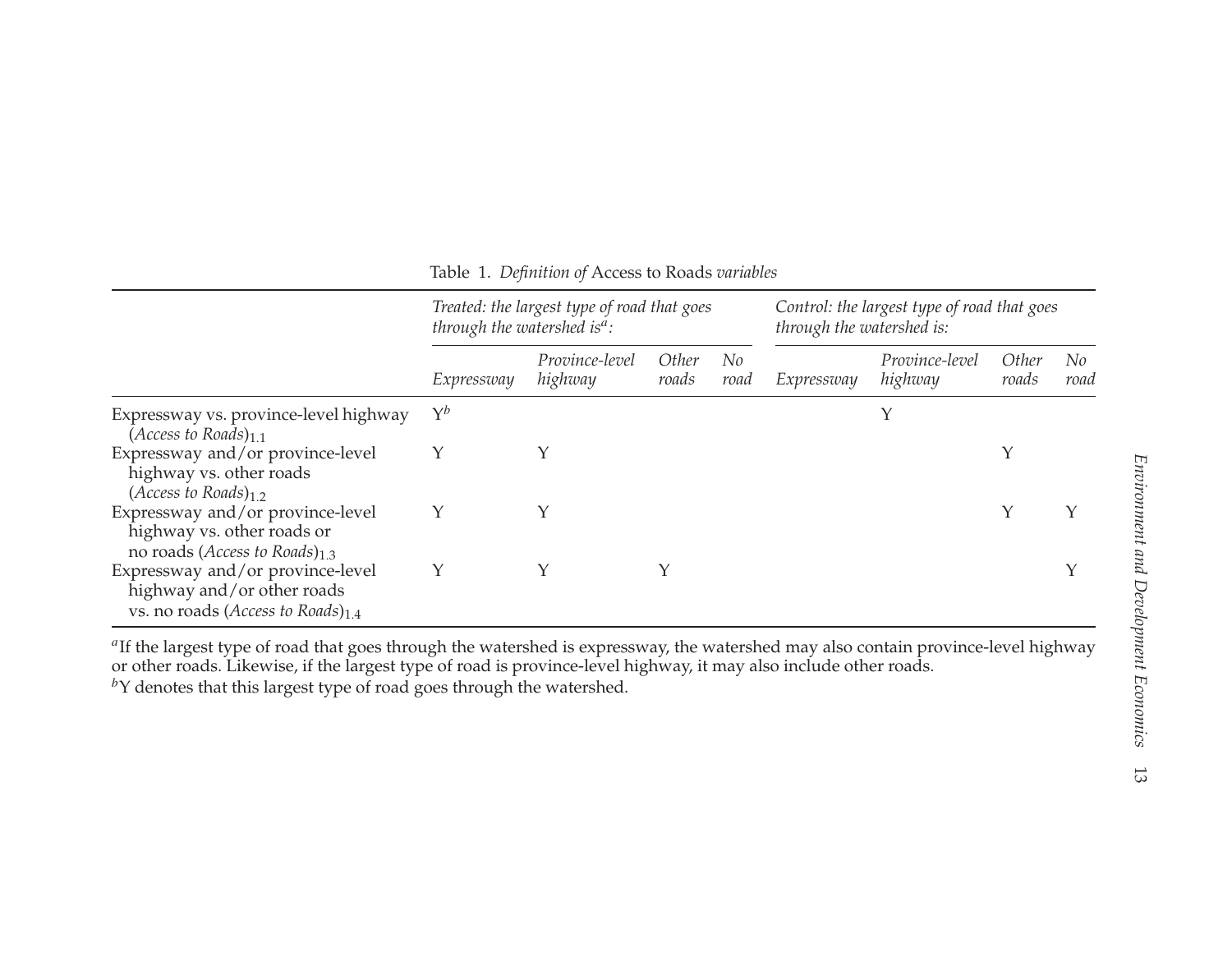Table 1. *Definition of* Access to Roads *variables*

| | Treated: the largest type of road that goes through the watershed is[a]: | | | | Control: the largest type of road that goes through the watershed is: | | | |
|---|---|---|---|---|---|---|---|---|
| | *Expressway* | *Province-level highway* | *Other roads* | *No road* | *Expressway* | *Province-level highway* | *Other roads* | *No road* |
| Expressway vs. province-level highway (*Access to Roads*)$_{1.1}$ | Y[b] | | | | | Y | | |
| Expressway and/or province-level highway vs. other roads (*Access to Roads*)$_{1.2}$ | Y | Y | | | | | Y | |
| Expressway and/or province-level highway vs. other roads or no roads (*Access to Roads*)$_{1.3}$ | Y | Y | | | | | Y | Y |
| Expressway and/or province-level highway and/or other roads vs. no roads (*Access to Roads*)$_{1.4}$ | Y | Y | Y | | | | | Y |

[a]If the largest type of road that goes through the watershed is expressway, the watershed may also contain province-level highway or other roads. Likewise, if the largest type of road is province-level highway, it may also include other roads.
[b]Y denotes that this largest type of road goes through the watershed.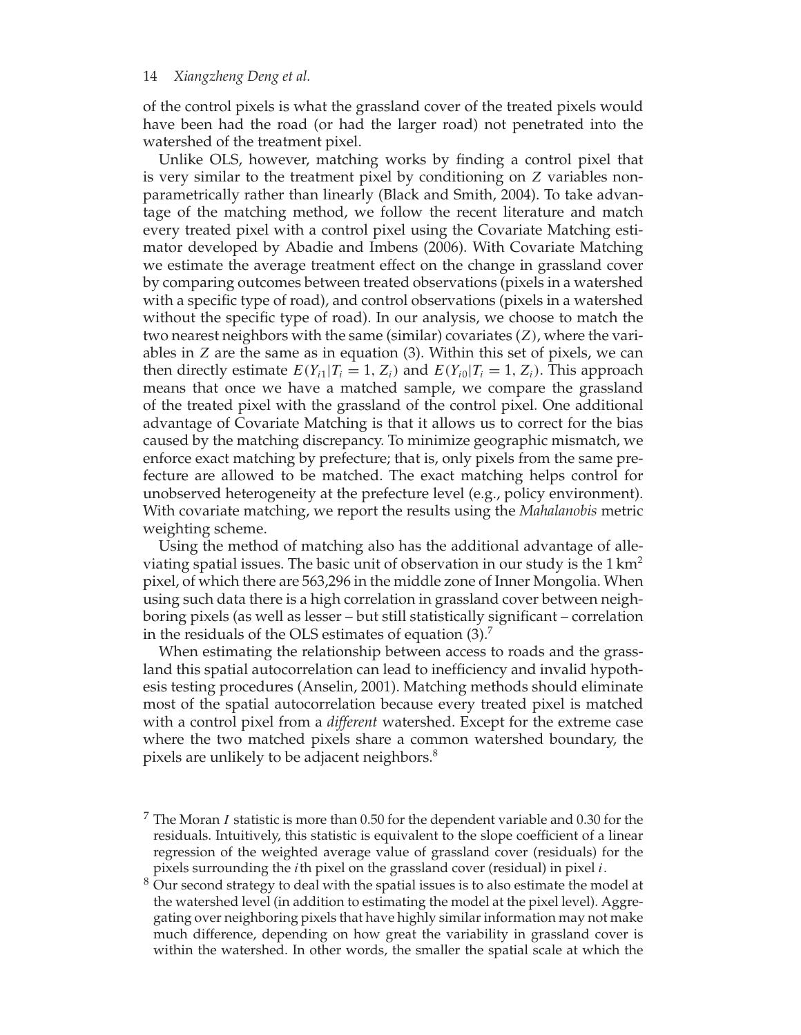of the control pixels is what the grassland cover of the treated pixels would have been had the road (or had the larger road) not penetrated into the watershed of the treatment pixel.

Unlike OLS, however, matching works by finding a control pixel that is very similar to the treatment pixel by conditioning on $Z$ variables non-parametrically rather than linearly (Black and Smith, 2004). To take advantage of the matching method, we follow the recent literature and match every treated pixel with a control pixel using the Covariate Matching estimator developed by Abadie and Imbens (2006). With Covariate Matching we estimate the average treatment effect on the change in grassland cover by comparing outcomes between treated observations (pixels in a watershed with a specific type of road), and control observations (pixels in a watershed without the specific type of road). In our analysis, we choose to match the two nearest neighbors with the same (similar) covariates ($Z$), where the variables in $Z$ are the same as in equation (3). Within this set of pixels, we can then directly estimate $E(Y_{i1}|T_i = 1, Z_i)$ and $E(Y_{i0}|T_i = 1, Z_i)$. This approach means that once we have a matched sample, we compare the grassland of the treated pixel with the grassland of the control pixel. One additional advantage of Covariate Matching is that it allows us to correct for the bias caused by the matching discrepancy. To minimize geographic mismatch, we enforce exact matching by prefecture; that is, only pixels from the same prefecture are allowed to be matched. The exact matching helps control for unobserved heterogeneity at the prefecture level (e.g., policy environment). With covariate matching, we report the results using the *Mahalanobis* metric weighting scheme.

Using the method of matching also has the additional advantage of alleviating spatial issues. The basic unit of observation in our study is the 1 km$^2$ pixel, of which there are 563,296 in the middle zone of Inner Mongolia. When using such data there is a high correlation in grassland cover between neighboring pixels (as well as lesser – but still statistically significant – correlation in the residuals of the OLS estimates of equation (3).[7]

When estimating the relationship between access to roads and the grassland this spatial autocorrelation can lead to inefficiency and invalid hypothesis testing procedures (Anselin, 2001). Matching methods should eliminate most of the spatial autocorrelation because every treated pixel is matched with a control pixel from a *different* watershed. Except for the extreme case where the two matched pixels share a common watershed boundary, the pixels are unlikely to be adjacent neighbors.[8]

[7] The Moran $I$ statistic is more than 0.50 for the dependent variable and 0.30 for the residuals. Intuitively, this statistic is equivalent to the slope coefficient of a linear regression of the weighted average value of grassland cover (residuals) for the pixels surrounding the $i$th pixel on the grassland cover (residual) in pixel $i$.

[8] Our second strategy to deal with the spatial issues is to also estimate the model at the watershed level (in addition to estimating the model at the pixel level). Aggregating over neighboring pixels that have highly similar information may not make much difference, depending on how great the variability in grassland cover is within the watershed. In other words, the smaller the spatial scale at which the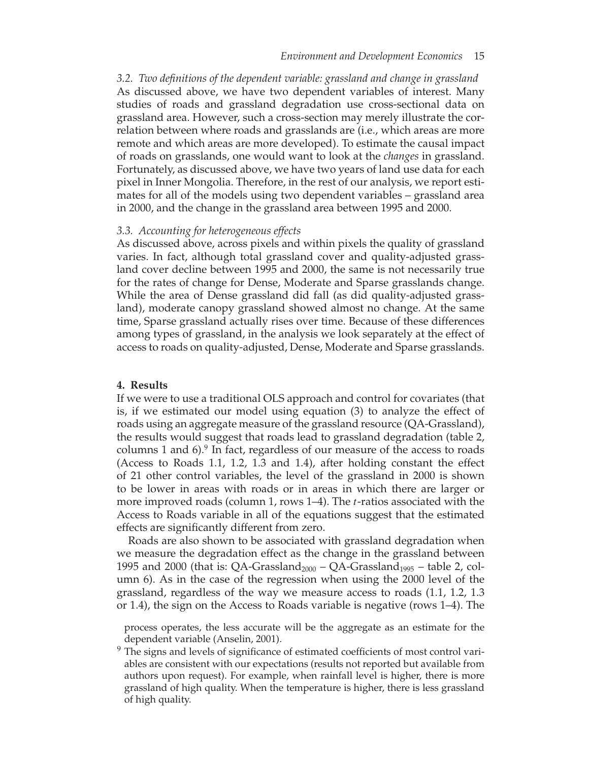### *3.2. Two definitions of the dependent variable: grassland and change in grassland*

As discussed above, we have two dependent variables of interest. Many studies of roads and grassland degradation use cross-sectional data on grassland area. However, such a cross-section may merely illustrate the correlation between where roads and grasslands are (i.e., which areas are more remote and which areas are more developed). To estimate the causal impact of roads on grasslands, one would want to look at the *changes* in grassland. Fortunately, as discussed above, we have two years of land use data for each pixel in Inner Mongolia. Therefore, in the rest of our analysis, we report estimates for all of the models using two dependent variables – grassland area in 2000, and the change in the grassland area between 1995 and 2000.

### *3.3. Accounting for heterogeneous effects*

As discussed above, across pixels and within pixels the quality of grassland varies. In fact, although total grassland cover and quality-adjusted grassland cover decline between 1995 and 2000, the same is not necessarily true for the rates of change for Dense, Moderate and Sparse grasslands change. While the area of Dense grassland did fall (as did quality-adjusted grassland), moderate canopy grassland showed almost no change. At the same time, Sparse grassland actually rises over time. Because of these differences among types of grassland, in the analysis we look separately at the effect of access to roads on quality-adjusted, Dense, Moderate and Sparse grasslands.

## 4. Results

If we were to use a traditional OLS approach and control for covariates (that is, if we estimated our model using equation (3) to analyze the effect of roads using an aggregate measure of the grassland resource (QA-Grassland), the results would suggest that roads lead to grassland degradation (table 2, columns 1 and 6).[9] In fact, regardless of our measure of the access to roads (Access to Roads 1.1, 1.2, 1.3 and 1.4), after holding constant the effect of 21 other control variables, the level of the grassland in 2000 is shown to be lower in areas with roads or in areas in which there are larger or more improved roads (column 1, rows 1–4). The *t*-ratios associated with the Access to Roads variable in all of the equations suggest that the estimated effects are significantly different from zero.

Roads are also shown to be associated with grassland degradation when we measure the degradation effect as the change in the grassland between 1995 and 2000 (that is: $\text{QA-Grassland}_{2000} - \text{QA-Grassland}_{1995}$ – table 2, column 6). As in the case of the regression when using the 2000 level of the grassland, regardless of the way we measure access to roads (1.1, 1.2, 1.3 or 1.4), the sign on the Access to Roads variable is negative (rows 1–4). The

process operates, the less accurate will be the aggregate as an estimate for the dependent variable (Anselin, 2001).

[9] The signs and levels of significance of estimated coefficients of most control variables are consistent with our expectations (results not reported but available from authors upon request). For example, when rainfall level is higher, there is more grassland of high quality. When the temperature is higher, there is less grassland of high quality.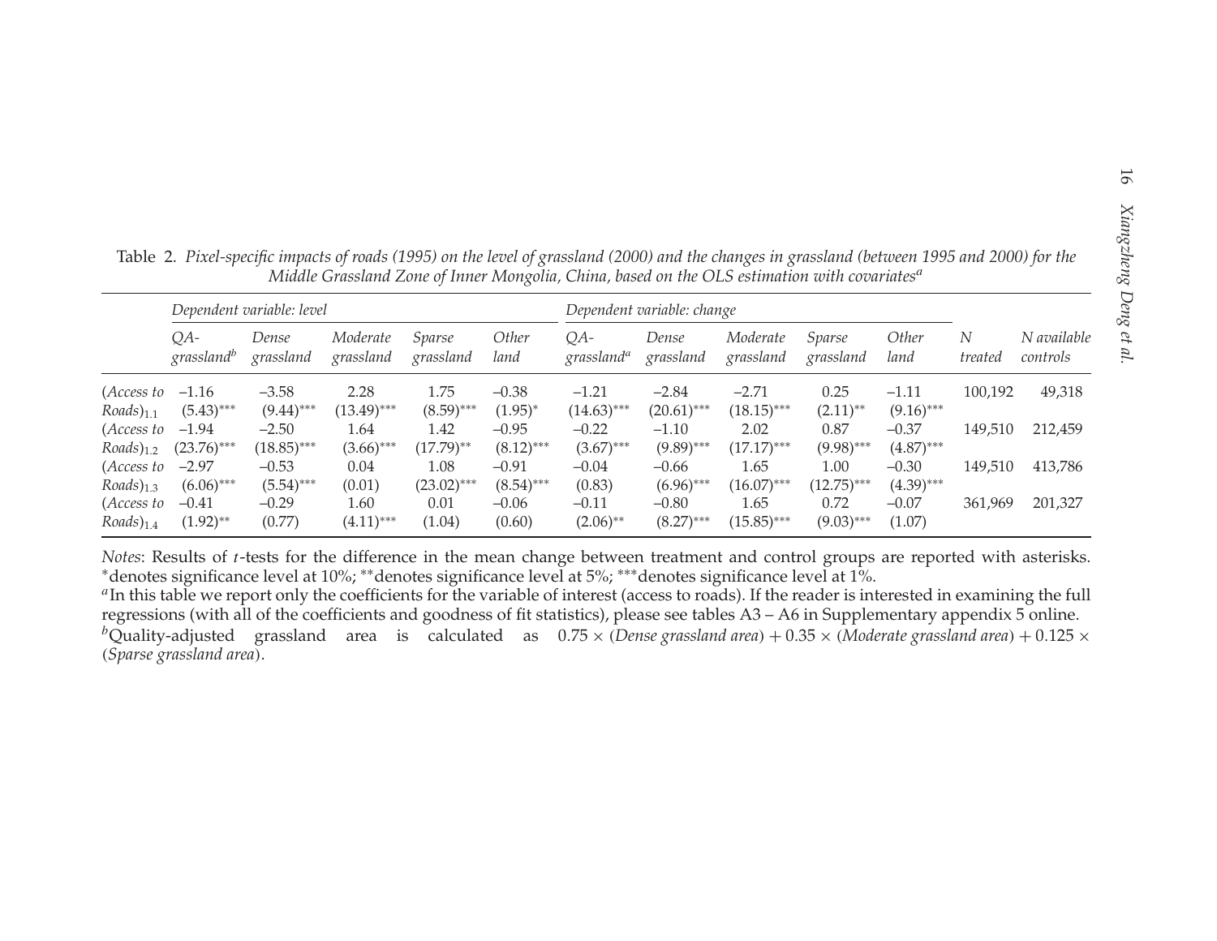Table 2. *Pixel-specific impacts of roads (1995) on the level of grassland (2000) and the changes in grassland (between 1995 and 2000) for the Middle Grassland Zone of Inner Mongolia, China, based on the OLS estimation with covariates*[a]

| | *Dependent variable: level* | | | | | *Dependent variable: change* | | | | | | |
|---|---|---|---|---|---|---|---|---|---|---|---|---|
| | *QA-grassland*[b] | *Dense grassland* | *Moderate grassland* | *Sparse grassland* | *Other land* | *QA-grassland*[a] | *Dense grassland* | *Moderate grassland* | *Sparse grassland* | *Other land* | *N treated* | *N available controls* |
| $(Access\ to\ Roads)_{1.1}$ | –1.16 (5.43)*** | –3.58 (9.44)*** | 2.28 (13.49)*** | 1.75 (8.59)*** | –0.38 (1.95)* | –1.21 (14.63)*** | –2.84 (20.61)*** | –2.71 (18.15)*** | 0.25 (2.11)** | –1.11 (9.16)*** | 100,192 | 49,318 |
| $(Access\ to\ Roads)_{1.2}$ | –1.94 (23.76)*** | –2.50 (18.85)*** | 1.64 (3.66)*** | 1.42 (17.79)** | –0.95 (8.12)*** | –0.22 (3.67)*** | –1.10 (9.89)*** | 2.02 (17.17)*** | 0.87 (9.98)*** | –0.37 (4.87)*** | 149,510 | 212,459 |
| $(Access\ to\ Roads)_{1.3}$ | –2.97 (6.06)*** | –0.53 (5.54)*** | 0.04 (0.01) | 1.08 (23.02)*** | –0.91 (8.54)*** | –0.04 (0.83) | –0.66 (6.96)*** | 1.65 (16.07)*** | 1.00 (12.75)*** | –0.30 (4.39)*** | 149,510 | 413,786 |
| $(Access\ to\ Roads)_{1.4}$ | –0.41 (1.92)** | –0.29 (0.77) | 1.60 (4.11)*** | 0.01 (1.04) | –0.06 (0.60) | –0.11 (2.06)** | –0.80 (8.27)*** | 1.65 (15.85)*** | 0.72 (9.03)*** | –0.07 (1.07) | 361,969 | 201,327 |

*Notes*: Results of *t*-tests for the difference in the mean change between treatment and control groups are reported with asterisks. *denotes significance level at 10%; **denotes significance level at 5%; ***denotes significance level at 1%.

[a]In this table we report only the coefficients for the variable of interest (access to roads). If the reader is interested in examining the full regressions (with all of the coefficients and goodness of fit statistics), please see tables A3 – A6 in Supplementary appendix 5 online.

[b]Quality-adjusted grassland area is calculated as $0.75 \times$ (*Dense grassland area*) $+ 0.35 \times$ (*Moderate grassland area*) $+ 0.125 \times$ (*Sparse grassland area*).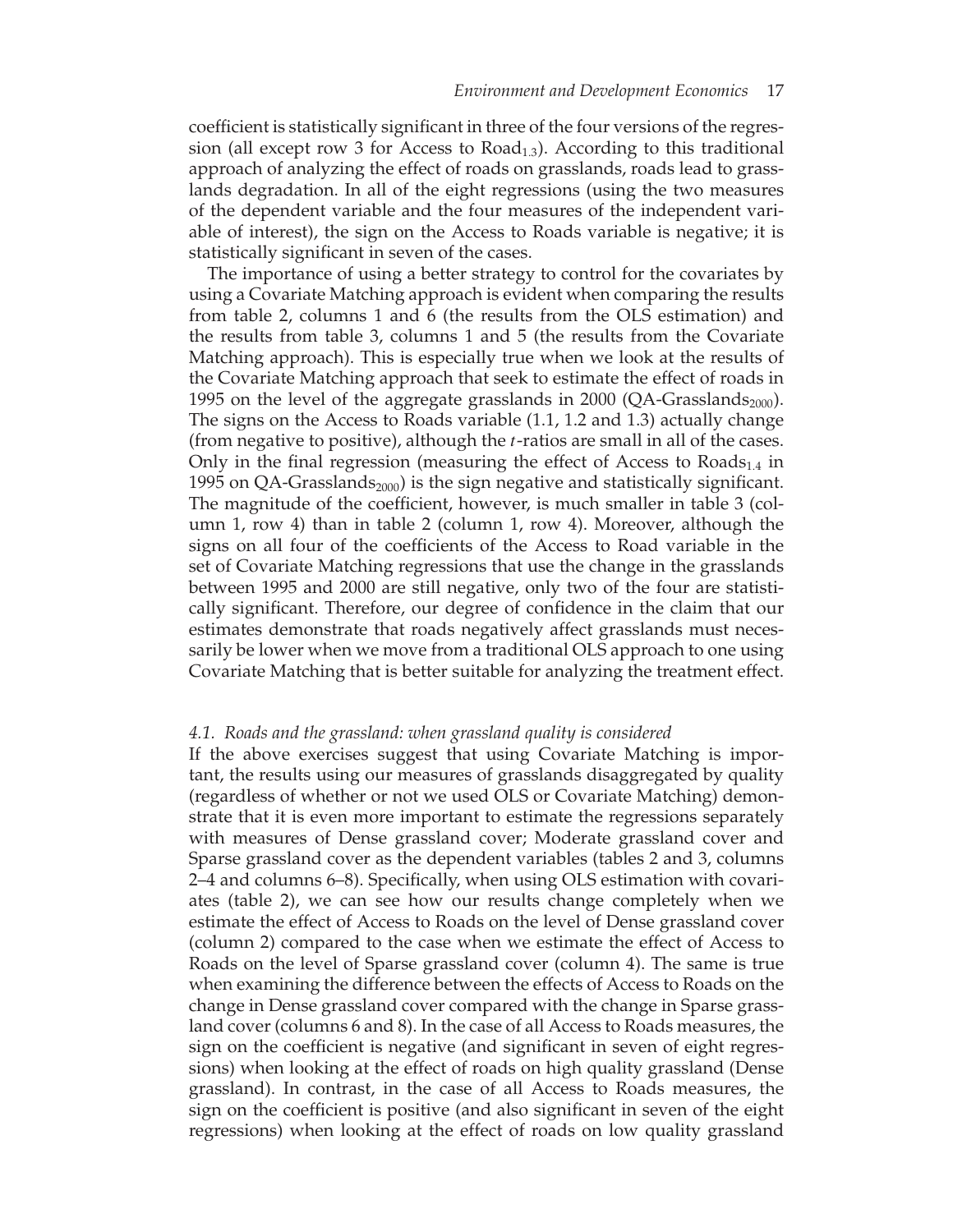coefficient is statistically significant in three of the four versions of the regression (all except row 3 for Access to $\text{Road}_{1.3}$). According to this traditional approach of analyzing the effect of roads on grasslands, roads lead to grasslands degradation. In all of the eight regressions (using the two measures of the dependent variable and the four measures of the independent variable of interest), the sign on the Access to Roads variable is negative; it is statistically significant in seven of the cases.

The importance of using a better strategy to control for the covariates by using a Covariate Matching approach is evident when comparing the results from table 2, columns 1 and 6 (the results from the OLS estimation) and the results from table 3, columns 1 and 5 (the results from the Covariate Matching approach). This is especially true when we look at the results of the Covariate Matching approach that seek to estimate the effect of roads in 1995 on the level of the aggregate grasslands in 2000 ($\text{QA-Grasslands}_{2000}$). The signs on the Access to Roads variable (1.1, 1.2 and 1.3) actually change (from negative to positive), although the $t$-ratios are small in all of the cases. Only in the final regression (measuring the effect of Access to $\text{Roads}_{1.4}$ in 1995 on $\text{QA-Grasslands}_{2000}$) is the sign negative and statistically significant. The magnitude of the coefficient, however, is much smaller in table 3 (column 1, row 4) than in table 2 (column 1, row 4). Moreover, although the signs on all four of the coefficients of the Access to Road variable in the set of Covariate Matching regressions that use the change in the grasslands between 1995 and 2000 are still negative, only two of the four are statistically significant. Therefore, our degree of confidence in the claim that our estimates demonstrate that roads negatively affect grasslands must necessarily be lower when we move from a traditional OLS approach to one using Covariate Matching that is better suitable for analyzing the treatment effect.

### *4.1. Roads and the grassland: when grassland quality is considered*

If the above exercises suggest that using Covariate Matching is important, the results using our measures of grasslands disaggregated by quality (regardless of whether or not we used OLS or Covariate Matching) demonstrate that it is even more important to estimate the regressions separately with measures of Dense grassland cover; Moderate grassland cover and Sparse grassland cover as the dependent variables (tables 2 and 3, columns 2–4 and columns 6–8). Specifically, when using OLS estimation with covariates (table 2), we can see how our results change completely when we estimate the effect of Access to Roads on the level of Dense grassland cover (column 2) compared to the case when we estimate the effect of Access to Roads on the level of Sparse grassland cover (column 4). The same is true when examining the difference between the effects of Access to Roads on the change in Dense grassland cover compared with the change in Sparse grassland cover (columns 6 and 8). In the case of all Access to Roads measures, the sign on the coefficient is negative (and significant in seven of eight regressions) when looking at the effect of roads on high quality grassland (Dense grassland). In contrast, in the case of all Access to Roads measures, the sign on the coefficient is positive (and also significant in seven of the eight regressions) when looking at the effect of roads on low quality grassland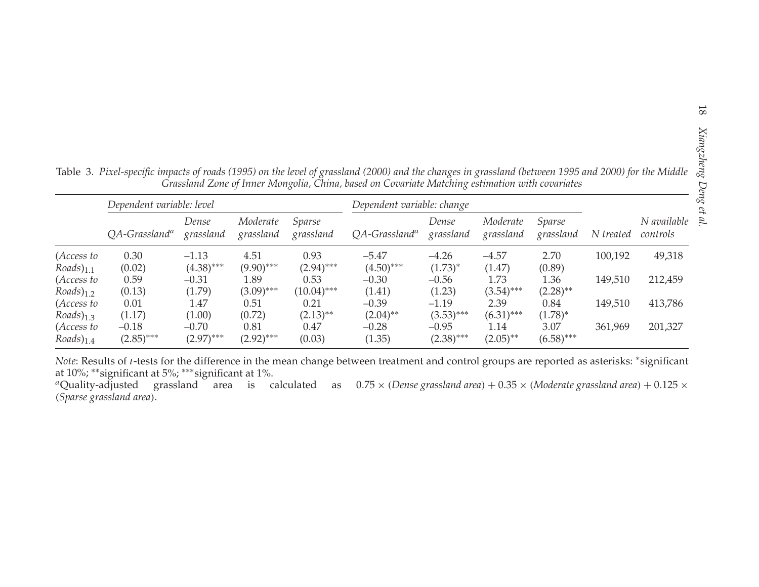Table 3. *Pixel-specific impacts of roads (1995) on the level of grassland (2000) and the changes in grassland (between 1995 and 2000) for the Middle Grassland Zone of Inner Mongolia, China, based on Covariate Matching estimation with covariates*

| | *Dependent variable: level* | | | | *Dependent variable: change* | | | | | |
|---|---|---|---|---|---|---|---|---|---|---|
| | *QA-Grassland*[a] | *Dense grassland* | *Moderate grassland* | *Sparse grassland* | *QA-Grassland*[a] | *Dense grassland* | *Moderate grassland* | *Sparse grassland* | *N treated* | *N available controls* |
| $(Access\ to\ Roads)_{1.1}$ | 0.30 | –1.13 | 4.51 | 0.93 | –5.47 | –4.26 | –4.57 | 2.70 | 100,192 | 49,318 |
| | (0.02) | (4.38)*** | (9.90)*** | (2.94)*** | (4.50)*** | (1.73)* | (1.47) | (0.89) | | |
| $(Access\ to\ Roads)_{1.2}$ | 0.59 | –0.31 | 1.89 | 0.53 | –0.30 | –0.56 | 1.73 | 1.36 | 149,510 | 212,459 |
| | (0.13) | (1.79) | (3.09)*** | (10.04)*** | (1.41) | (1.23) | (3.54)*** | (2.28)** | | |
| $(Access\ to\ Roads)_{1.3}$ | 0.01 | 1.47 | 0.51 | 0.21 | –0.39 | –1.19 | 2.39 | 0.84 | 149,510 | 413,786 |
| | (1.17) | (1.00) | (0.72) | (2.13)** | (2.04)** | (3.53)*** | (6.31)*** | (1.78)* | | |
| $(Access\ to\ Roads)_{1.4}$ | –0.18 | –0.70 | 0.81 | 0.47 | –0.28 | –0.95 | 1.14 | 3.07 | 361,969 | 201,327 |
| | (2.85)*** | (2.97)*** | (2.92)*** | (0.03) | (1.35) | (2.38)*** | (2.05)** | (6.58)*** | | |

*Note*: Results of *t*-tests for the difference in the mean change between treatment and control groups are reported as asterisks: *significant at 10%; **significant at 5%; ***significant at 1%.

[a]Quality-adjusted grassland area is calculated as $0.75 \times$ (*Dense grassland area*) $+ 0.35 \times$ (*Moderate grassland area*) $+ 0.125 \times$ (*Sparse grassland area*).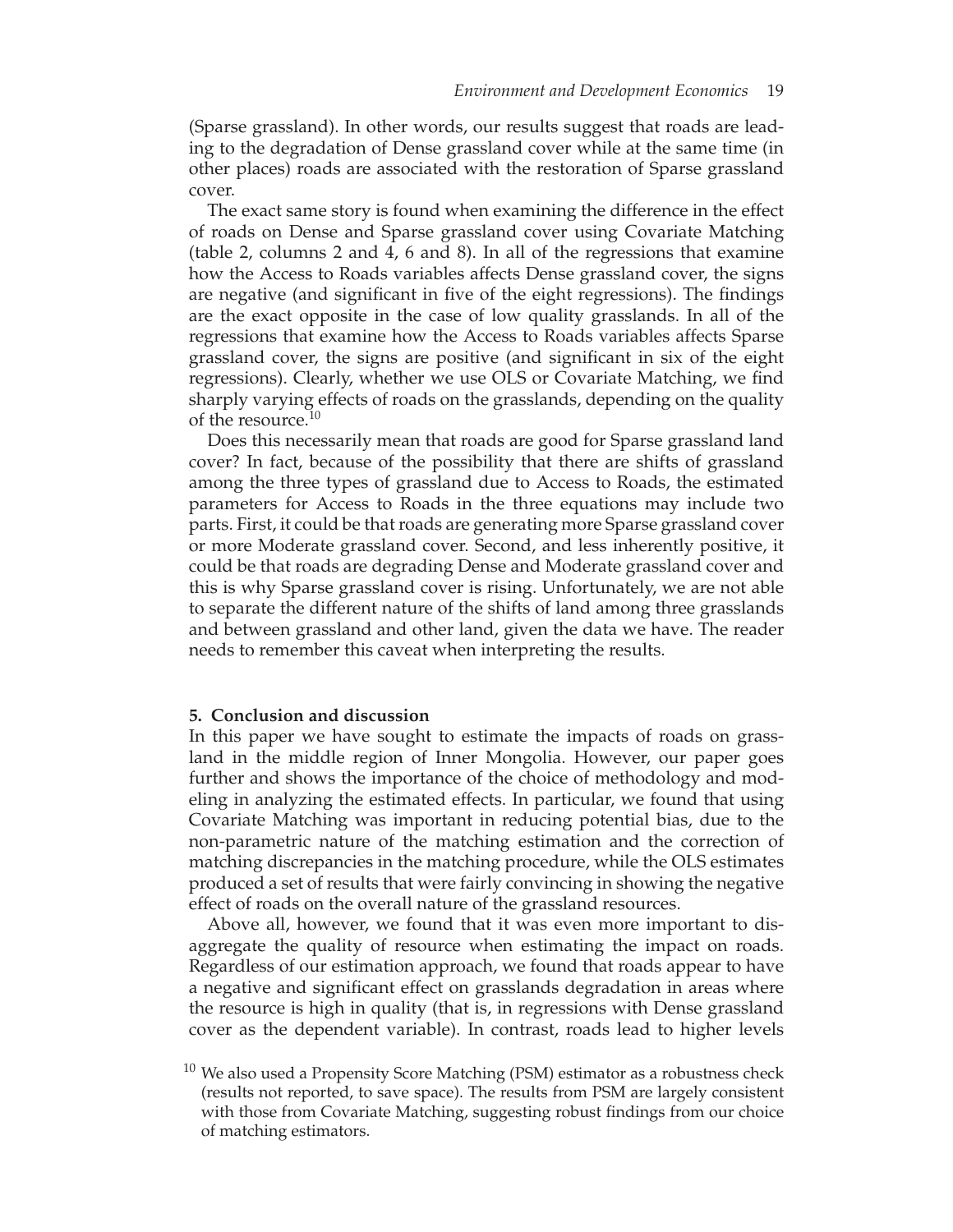(Sparse grassland). In other words, our results suggest that roads are leading to the degradation of Dense grassland cover while at the same time (in other places) roads are associated with the restoration of Sparse grassland cover.

The exact same story is found when examining the difference in the effect of roads on Dense and Sparse grassland cover using Covariate Matching (table 2, columns 2 and 4, 6 and 8). In all of the regressions that examine how the Access to Roads variables affects Dense grassland cover, the signs are negative (and significant in five of the eight regressions). The findings are the exact opposite in the case of low quality grasslands. In all of the regressions that examine how the Access to Roads variables affects Sparse grassland cover, the signs are positive (and significant in six of the eight regressions). Clearly, whether we use OLS or Covariate Matching, we find sharply varying effects of roads on the grasslands, depending on the quality of the resource.[10]

Does this necessarily mean that roads are good for Sparse grassland land cover? In fact, because of the possibility that there are shifts of grassland among the three types of grassland due to Access to Roads, the estimated parameters for Access to Roads in the three equations may include two parts. First, it could be that roads are generating more Sparse grassland cover or more Moderate grassland cover. Second, and less inherently positive, it could be that roads are degrading Dense and Moderate grassland cover and this is why Sparse grassland cover is rising. Unfortunately, we are not able to separate the different nature of the shifts of land among three grasslands and between grassland and other land, given the data we have. The reader needs to remember this caveat when interpreting the results.

## 5. Conclusion and discussion

In this paper we have sought to estimate the impacts of roads on grassland in the middle region of Inner Mongolia. However, our paper goes further and shows the importance of the choice of methodology and modeling in analyzing the estimated effects. In particular, we found that using Covariate Matching was important in reducing potential bias, due to the non-parametric nature of the matching estimation and the correction of matching discrepancies in the matching procedure, while the OLS estimates produced a set of results that were fairly convincing in showing the negative effect of roads on the overall nature of the grassland resources.

Above all, however, we found that it was even more important to disaggregate the quality of resource when estimating the impact on roads. Regardless of our estimation approach, we found that roads appear to have a negative and significant effect on grasslands degradation in areas where the resource is high in quality (that is, in regressions with Dense grassland cover as the dependent variable). In contrast, roads lead to higher levels

[10] We also used a Propensity Score Matching (PSM) estimator as a robustness check (results not reported, to save space). The results from PSM are largely consistent with those from Covariate Matching, suggesting robust findings from our choice of matching estimators.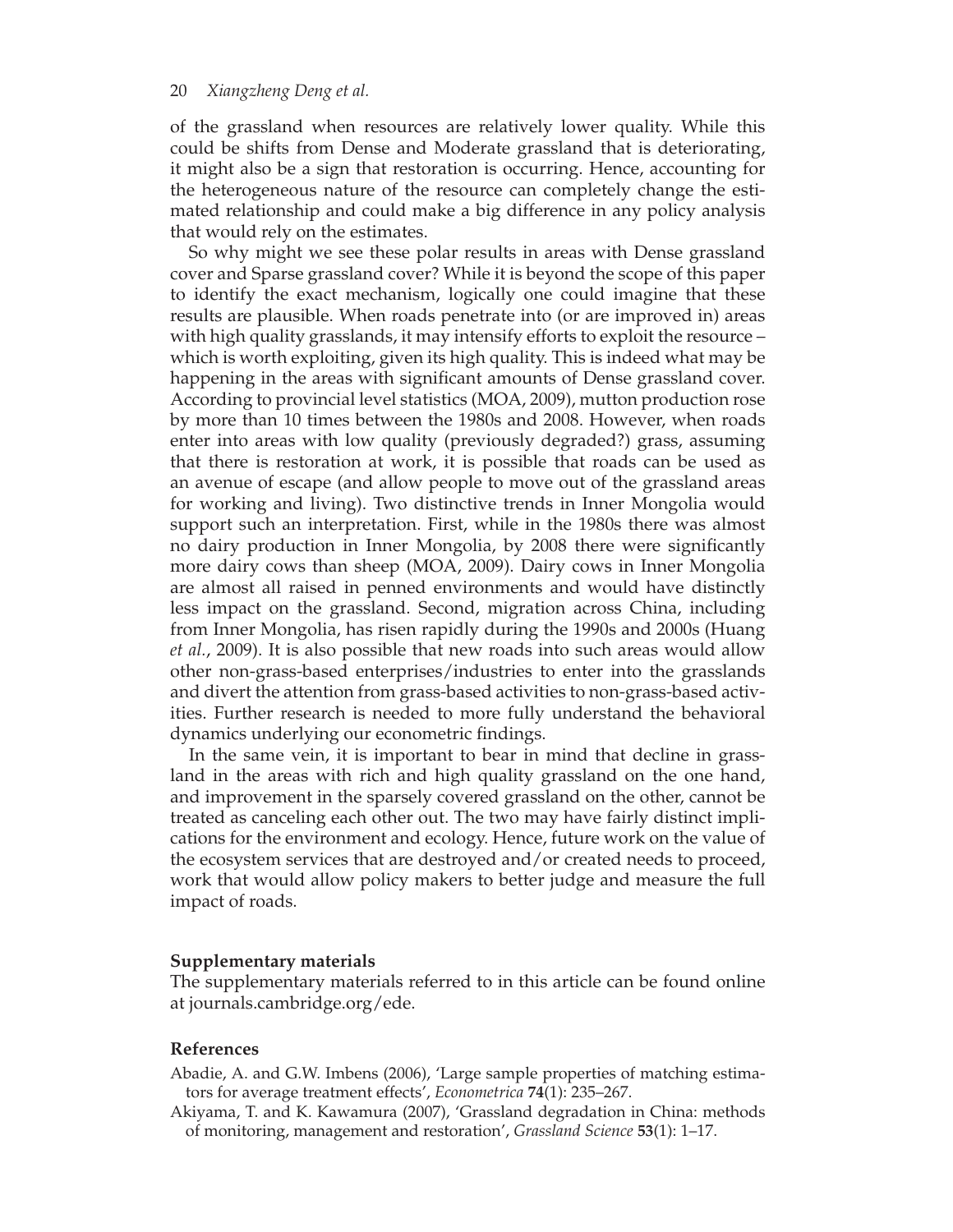of the grassland when resources are relatively lower quality. While this could be shifts from Dense and Moderate grassland that is deteriorating, it might also be a sign that restoration is occurring. Hence, accounting for the heterogeneous nature of the resource can completely change the estimated relationship and could make a big difference in any policy analysis that would rely on the estimates.

So why might we see these polar results in areas with Dense grassland cover and Sparse grassland cover? While it is beyond the scope of this paper to identify the exact mechanism, logically one could imagine that these results are plausible. When roads penetrate into (or are improved in) areas with high quality grasslands, it may intensify efforts to exploit the resource – which is worth exploiting, given its high quality. This is indeed what may be happening in the areas with significant amounts of Dense grassland cover. According to provincial level statistics (MOA, 2009), mutton production rose by more than 10 times between the 1980s and 2008. However, when roads enter into areas with low quality (previously degraded?) grass, assuming that there is restoration at work, it is possible that roads can be used as an avenue of escape (and allow people to move out of the grassland areas for working and living). Two distinctive trends in Inner Mongolia would support such an interpretation. First, while in the 1980s there was almost no dairy production in Inner Mongolia, by 2008 there were significantly more dairy cows than sheep (MOA, 2009). Dairy cows in Inner Mongolia are almost all raised in penned environments and would have distinctly less impact on the grassland. Second, migration across China, including from Inner Mongolia, has risen rapidly during the 1990s and 2000s (Huang *et al.*, 2009). It is also possible that new roads into such areas would allow other non-grass-based enterprises/industries to enter into the grasslands and divert the attention from grass-based activities to non-grass-based activities. Further research is needed to more fully understand the behavioral dynamics underlying our econometric findings.

In the same vein, it is important to bear in mind that decline in grassland in the areas with rich and high quality grassland on the one hand, and improvement in the sparsely covered grassland on the other, cannot be treated as canceling each other out. The two may have fairly distinct implications for the environment and ecology. Hence, future work on the value of the ecosystem services that are destroyed and/or created needs to proceed, work that would allow policy makers to better judge and measure the full impact of roads.

## Supplementary materials

The supplementary materials referred to in this article can be found online at journals.cambridge.org/ede.

## References

Abadie, A. and G.W. Imbens (2006), 'Large sample properties of matching estimators for average treatment effects', *Econometrica* **74**(1): 235–267.

Akiyama, T. and K. Kawamura (2007), 'Grassland degradation in China: methods of monitoring, management and restoration', *Grassland Science* **53**(1): 1–17.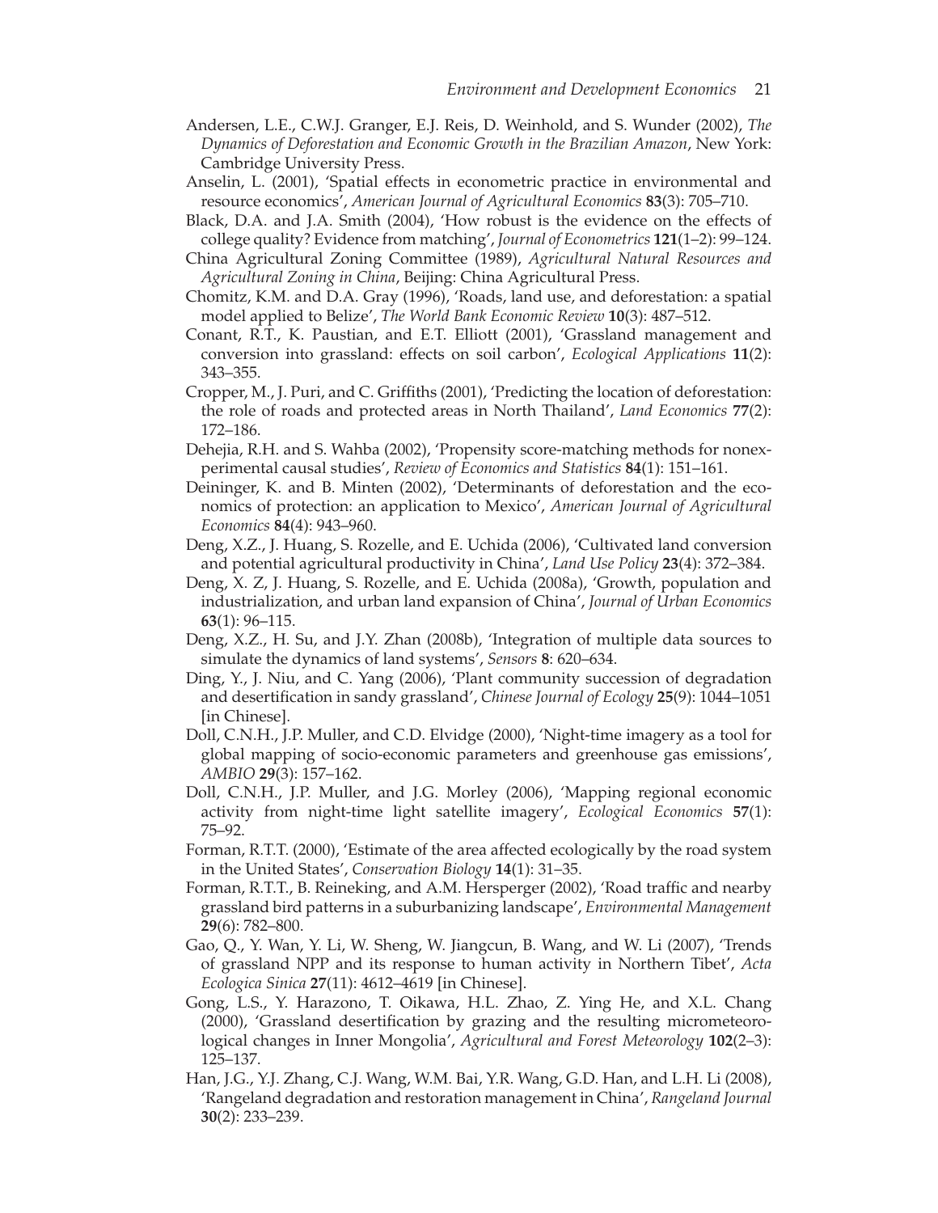Andersen, L.E., C.W.J. Granger, E.J. Reis, D. Weinhold, and S. Wunder (2002), *The Dynamics of Deforestation and Economic Growth in the Brazilian Amazon*, New York: Cambridge University Press.

Anselin, L. (2001), 'Spatial effects in econometric practice in environmental and resource economics', *American Journal of Agricultural Economics* **83**(3): 705–710.

Black, D.A. and J.A. Smith (2004), 'How robust is the evidence on the effects of college quality? Evidence from matching', *Journal of Econometrics* **121**(1–2): 99–124.

China Agricultural Zoning Committee (1989), *Agricultural Natural Resources and Agricultural Zoning in China*, Beijing: China Agricultural Press.

Chomitz, K.M. and D.A. Gray (1996), 'Roads, land use, and deforestation: a spatial model applied to Belize', *The World Bank Economic Review* **10**(3): 487–512.

Conant, R.T., K. Paustian, and E.T. Elliott (2001), 'Grassland management and conversion into grassland: effects on soil carbon', *Ecological Applications* **11**(2): 343–355.

Cropper, M., J. Puri, and C. Griffiths (2001), 'Predicting the location of deforestation: the role of roads and protected areas in North Thailand', *Land Economics* **77**(2): 172–186.

Dehejia, R.H. and S. Wahba (2002), 'Propensity score-matching methods for nonexperimental causal studies', *Review of Economics and Statistics* **84**(1): 151–161.

Deininger, K. and B. Minten (2002), 'Determinants of deforestation and the economics of protection: an application to Mexico', *American Journal of Agricultural Economics* **84**(4): 943–960.

Deng, X.Z., J. Huang, S. Rozelle, and E. Uchida (2006), 'Cultivated land conversion and potential agricultural productivity in China', *Land Use Policy* **23**(4): 372–384.

Deng, X. Z, J. Huang, S. Rozelle, and E. Uchida (2008a), 'Growth, population and industrialization, and urban land expansion of China', *Journal of Urban Economics* **63**(1): 96–115.

Deng, X.Z., H. Su, and J.Y. Zhan (2008b), 'Integration of multiple data sources to simulate the dynamics of land systems', *Sensors* **8**: 620–634.

Ding, Y., J. Niu, and C. Yang (2006), 'Plant community succession of degradation and desertification in sandy grassland', *Chinese Journal of Ecology* **25**(9): 1044–1051 [in Chinese].

Doll, C.N.H., J.P. Muller, and C.D. Elvidge (2000), 'Night-time imagery as a tool for global mapping of socio-economic parameters and greenhouse gas emissions', *AMBIO* **29**(3): 157–162.

Doll, C.N.H., J.P. Muller, and J.G. Morley (2006), 'Mapping regional economic activity from night-time light satellite imagery', *Ecological Economics* **57**(1): 75–92.

Forman, R.T.T. (2000), 'Estimate of the area affected ecologically by the road system in the United States', *Conservation Biology* **14**(1): 31–35.

Forman, R.T.T., B. Reineking, and A.M. Hersperger (2002), 'Road traffic and nearby grassland bird patterns in a suburbanizing landscape', *Environmental Management* **29**(6): 782–800.

Gao, Q., Y. Wan, Y. Li, W. Sheng, W. Jiangcun, B. Wang, and W. Li (2007), 'Trends of grassland NPP and its response to human activity in Northern Tibet', *Acta Ecologica Sinica* **27**(11): 4612–4619 [in Chinese].

Gong, L.S., Y. Harazono, T. Oikawa, H.L. Zhao, Z. Ying He, and X.L. Chang (2000), 'Grassland desertification by grazing and the resulting micrometeorological changes in Inner Mongolia', *Agricultural and Forest Meteorology* **102**(2–3): 125–137.

Han, J.G., Y.J. Zhang, C.J. Wang, W.M. Bai, Y.R. Wang, G.D. Han, and L.H. Li (2008), 'Rangeland degradation and restoration management in China', *Rangeland Journal* **30**(2): 233–239.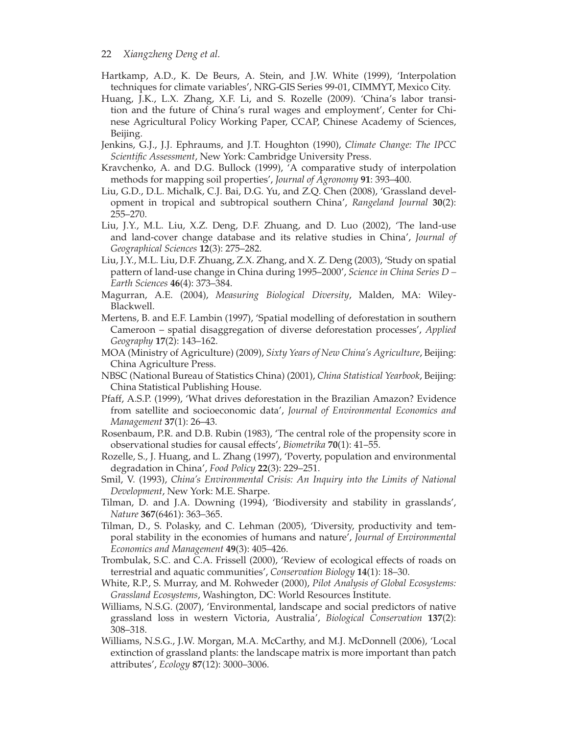Hartkamp, A.D., K. De Beurs, A. Stein, and J.W. White (1999), 'Interpolation techniques for climate variables', NRG-GIS Series 99-01, CIMMYT, Mexico City.

Huang, J.K., L.X. Zhang, X.F. Li, and S. Rozelle (2009). 'China's labor transition and the future of China's rural wages and employment', Center for Chinese Agricultural Policy Working Paper, CCAP, Chinese Academy of Sciences, Beijing.

Jenkins, G.J., J.J. Ephraums, and J.T. Houghton (1990), *Climate Change: The IPCC Scientific Assessment*, New York: Cambridge University Press.

Kravchenko, A. and D.G. Bullock (1999), 'A comparative study of interpolation methods for mapping soil properties', *Journal of Agronomy* **91**: 393–400.

Liu, G.D., D.L. Michalk, C.J. Bai, D.G. Yu, and Z.Q. Chen (2008), 'Grassland development in tropical and subtropical southern China', *Rangeland Journal* **30**(2): 255–270.

Liu, J.Y., M.L. Liu, X.Z. Deng, D.F. Zhuang, and D. Luo (2002), 'The land-use and land-cover change database and its relative studies in China', *Journal of Geographical Sciences* **12**(3): 275–282.

Liu, J.Y., M.L. Liu, D.F. Zhuang, Z.X. Zhang, and X. Z. Deng (2003), 'Study on spatial pattern of land-use change in China during 1995–2000', *Science in China Series D – Earth Sciences* **46**(4): 373–384.

Magurran, A.E. (2004), *Measuring Biological Diversity*, Malden, MA: Wiley-Blackwell.

Mertens, B. and E.F. Lambin (1997), 'Spatial modelling of deforestation in southern Cameroon – spatial disaggregation of diverse deforestation processes', *Applied Geography* **17**(2): 143–162.

MOA (Ministry of Agriculture) (2009), *Sixty Years of New China's Agriculture*, Beijing: China Agriculture Press.

NBSC (National Bureau of Statistics China) (2001), *China Statistical Yearbook*, Beijing: China Statistical Publishing House.

Pfaff, A.S.P. (1999), 'What drives deforestation in the Brazilian Amazon? Evidence from satellite and socioeconomic data', *Journal of Environmental Economics and Management* **37**(1): 26–43.

Rosenbaum, P.R. and D.B. Rubin (1983), 'The central role of the propensity score in observational studies for causal effects', *Biometrika* **70**(1): 41–55.

Rozelle, S., J. Huang, and L. Zhang (1997), 'Poverty, population and environmental degradation in China', *Food Policy* **22**(3): 229–251.

Smil, V. (1993), *China's Environmental Crisis: An Inquiry into the Limits of National Development*, New York: M.E. Sharpe.

Tilman, D. and J.A. Downing (1994), 'Biodiversity and stability in grasslands', *Nature* **367**(6461): 363–365.

Tilman, D., S. Polasky, and C. Lehman (2005), 'Diversity, productivity and temporal stability in the economies of humans and nature', *Journal of Environmental Economics and Management* **49**(3): 405–426.

Trombulak, S.C. and C.A. Frissell (2000), 'Review of ecological effects of roads on terrestrial and aquatic communities', *Conservation Biology* **14**(1): 18–30.

White, R.P., S. Murray, and M. Rohweder (2000), *Pilot Analysis of Global Ecosystems: Grassland Ecosystems*, Washington, DC: World Resources Institute.

Williams, N.S.G. (2007), 'Environmental, landscape and social predictors of native grassland loss in western Victoria, Australia', *Biological Conservation* **137**(2): 308–318.

Williams, N.S.G., J.W. Morgan, M.A. McCarthy, and M.J. McDonnell (2006), 'Local extinction of grassland plants: the landscape matrix is more important than patch attributes', *Ecology* **87**(12): 3000–3006.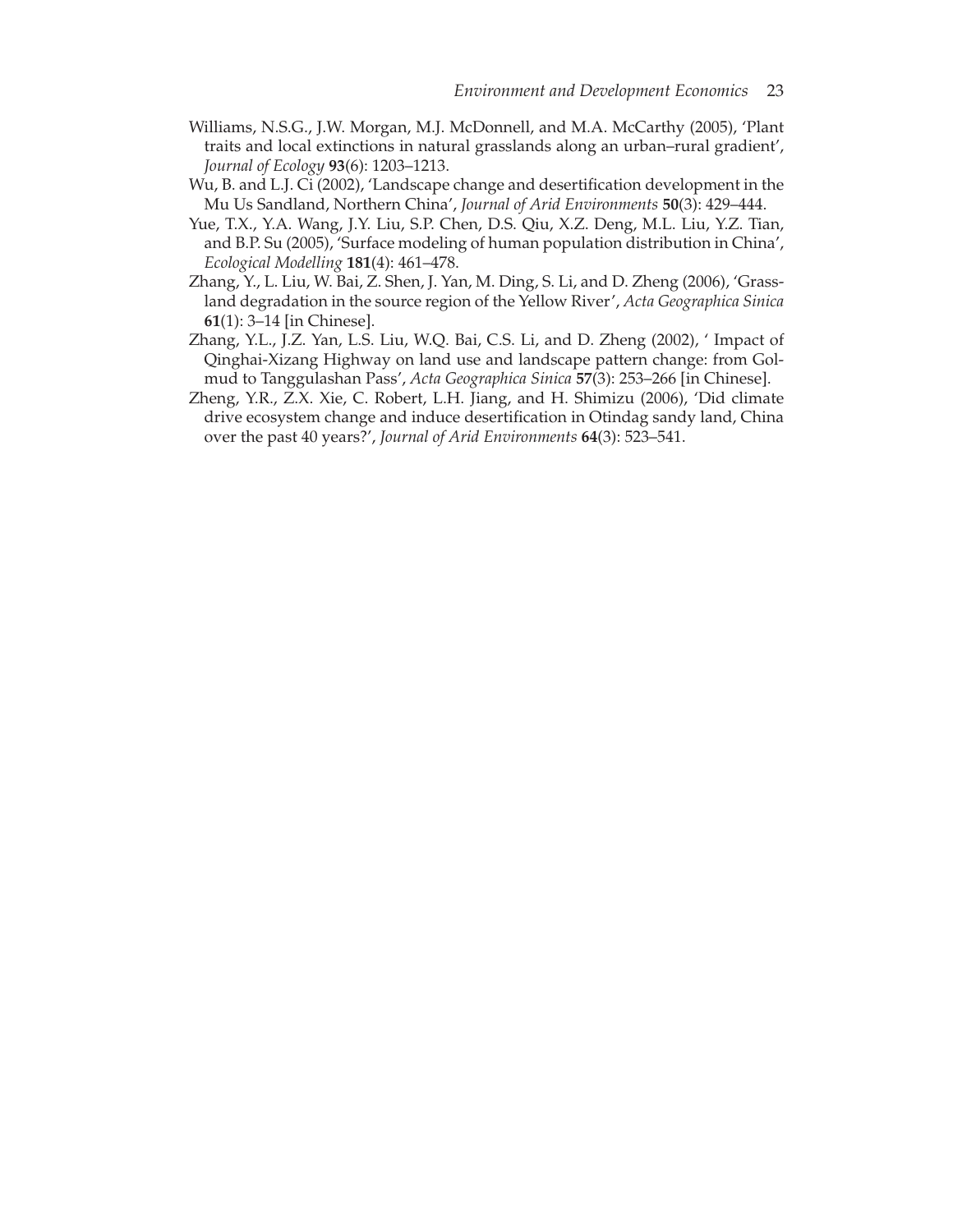Williams, N.S.G., J.W. Morgan, M.J. McDonnell, and M.A. McCarthy (2005), 'Plant traits and local extinctions in natural grasslands along an urban–rural gradient', *Journal of Ecology* **93**(6): 1203–1213.

Wu, B. and L.J. Ci (2002), 'Landscape change and desertification development in the Mu Us Sandland, Northern China', *Journal of Arid Environments* **50**(3): 429–444.

Yue, T.X., Y.A. Wang, J.Y. Liu, S.P. Chen, D.S. Qiu, X.Z. Deng, M.L. Liu, Y.Z. Tian, and B.P. Su (2005), 'Surface modeling of human population distribution in China', *Ecological Modelling* **181**(4): 461–478.

Zhang, Y., L. Liu, W. Bai, Z. Shen, J. Yan, M. Ding, S. Li, and D. Zheng (2006), 'Grassland degradation in the source region of the Yellow River', *Acta Geographica Sinica* **61**(1): 3–14 [in Chinese].

Zhang, Y.L., J.Z. Yan, L.S. Liu, W.Q. Bai, C.S. Li, and D. Zheng (2002), ' Impact of Qinghai-Xizang Highway on land use and landscape pattern change: from Golmud to Tanggulashan Pass', *Acta Geographica Sinica* **57**(3): 253–266 [in Chinese].

Zheng, Y.R., Z.X. Xie, C. Robert, L.H. Jiang, and H. Shimizu (2006), 'Did climate drive ecosystem change and induce desertification in Otindag sandy land, China over the past 40 years?', *Journal of Arid Environments* **64**(3): 523–541.